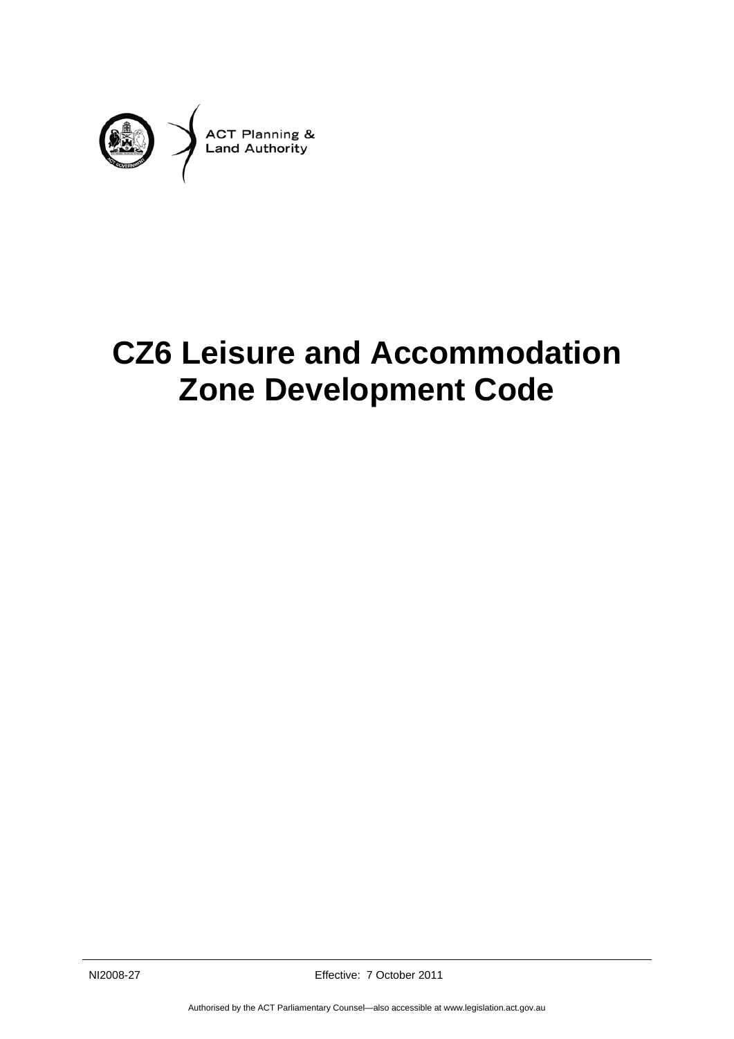ACT Planning & Land Authority

# CZ6 Leisure and Accommodation Zone Development Code

NI2008-27 Effective: 7 October 2011

Authorised by the ACT Parliamentary Counsel—also accessible at www.legislation.act.gov.au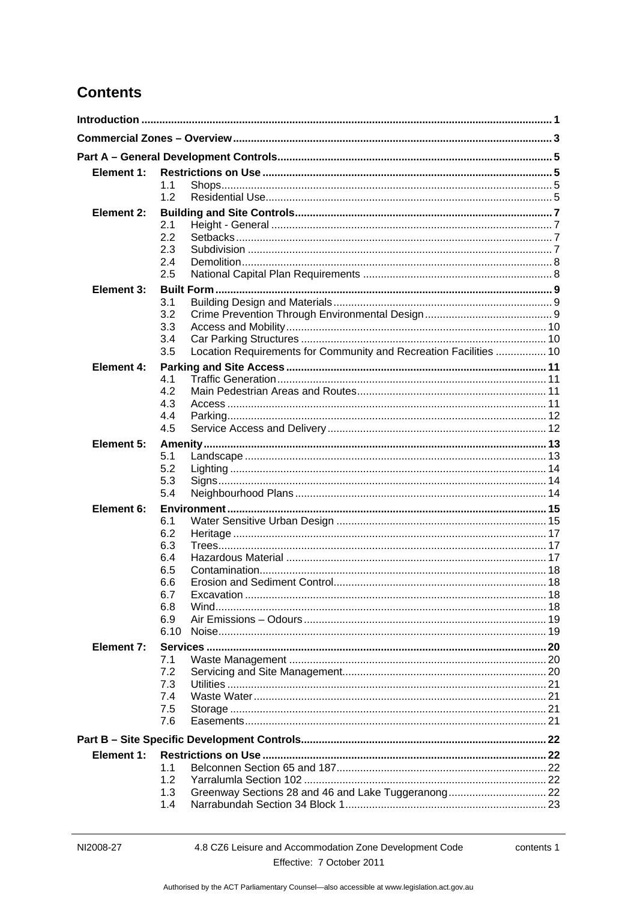# Contents

**Introduction** ..... 1

**Commercial Zones – Overview** ..... 3

**Part A – General Development Controls** ..... 5

**Element 1: Restrictions on Use** ..... 5

- 1.1 Shops ..... 5
- 1.2 Residential Use ..... 5

**Element 2: Building and Site Controls** ..... 7

- 2.1 Height - General ..... 7
- 2.2 Setbacks ..... 7
- 2.3 Subdivision ..... 7
- 2.4 Demolition ..... 8
- 2.5 National Capital Plan Requirements ..... 8

**Element 3: Built Form** ..... 9

- 3.1 Building Design and Materials ..... 9
- 3.2 Crime Prevention Through Environmental Design ..... 9
- 3.3 Access and Mobility ..... 10
- 3.4 Car Parking Structures ..... 10
- 3.5 Location Requirements for Community and Recreation Facilities ..... 10

**Element 4: Parking and Site Access** ..... 11

- 4.1 Traffic Generation ..... 11
- 4.2 Main Pedestrian Areas and Routes ..... 11
- 4.3 Access ..... 11
- 4.4 Parking ..... 12
- 4.5 Service Access and Delivery ..... 12

**Element 5: Amenity** ..... 13

- 5.1 Landscape ..... 13
- 5.2 Lighting ..... 14
- 5.3 Signs ..... 14
- 5.4 Neighbourhood Plans ..... 14

**Element 6: Environment** ..... 15

- 6.1 Water Sensitive Urban Design ..... 15
- 6.2 Heritage ..... 17
- 6.3 Trees ..... 17
- 6.4 Hazardous Material ..... 17
- 6.5 Contamination ..... 18
- 6.6 Erosion and Sediment Control ..... 18
- 6.7 Excavation ..... 18
- 6.8 Wind ..... 18
- 6.9 Air Emissions – Odours ..... 19
- 6.10 Noise ..... 19

**Element 7: Services** ..... 20

- 7.1 Waste Management ..... 20
- 7.2 Servicing and Site Management ..... 20
- 7.3 Utilities ..... 21
- 7.4 Waste Water ..... 21
- 7.5 Storage ..... 21
- 7.6 Easements ..... 21

**Part B – Site Specific Development Controls** ..... 22

**Element 1: Restrictions on Use** ..... 22

- 1.1 Belconnen Section 65 and 187 ..... 22
- 1.2 Yarralumla Section 102 ..... 22
- 1.3 Greenway Sections 28 and 46 and Lake Tuggeranong ..... 22
- 1.4 Narrabundah Section 34 Block 1 ..... 23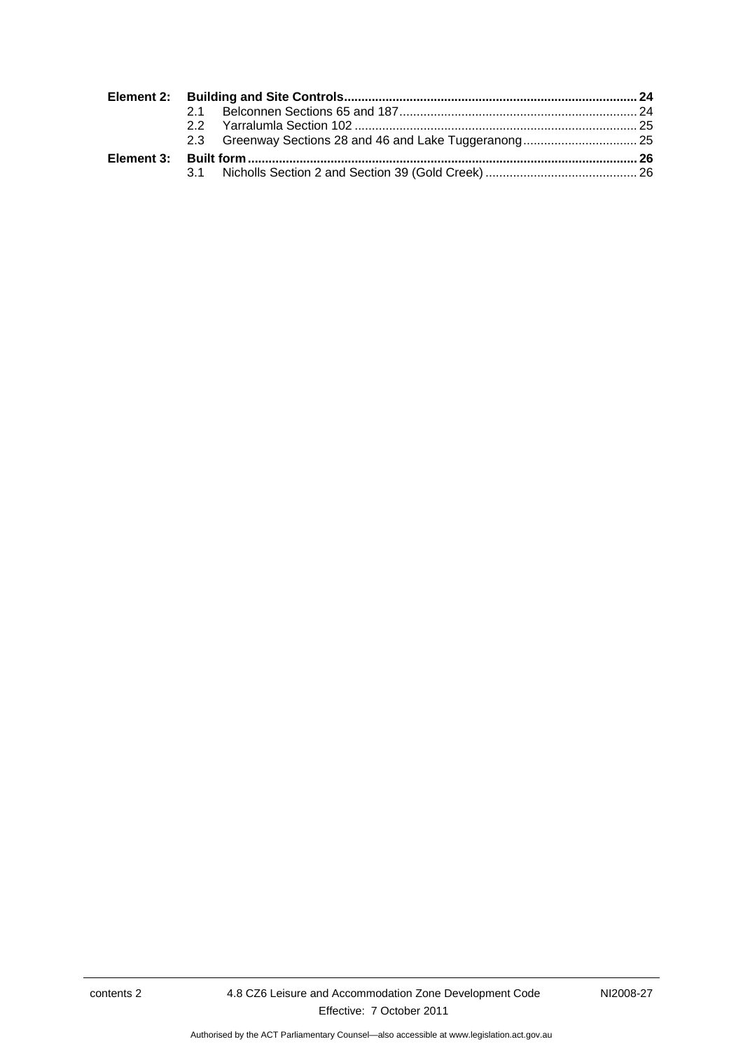**Element 2: Building and Site Controls** .................................................................................... **24**

2.1 Belconnen Sections 65 and 187 ..................................................................... 24

2.2 Yarralumla Section 102 .................................................................................. 25

2.3 Greenway Sections 28 and 46 and Lake Tuggeranong .................................. 25

**Element 3: Built form** ............................................................................................................... **26**

3.1 Nicholls Section 2 and Section 39 (Gold Creek) ............................................ 26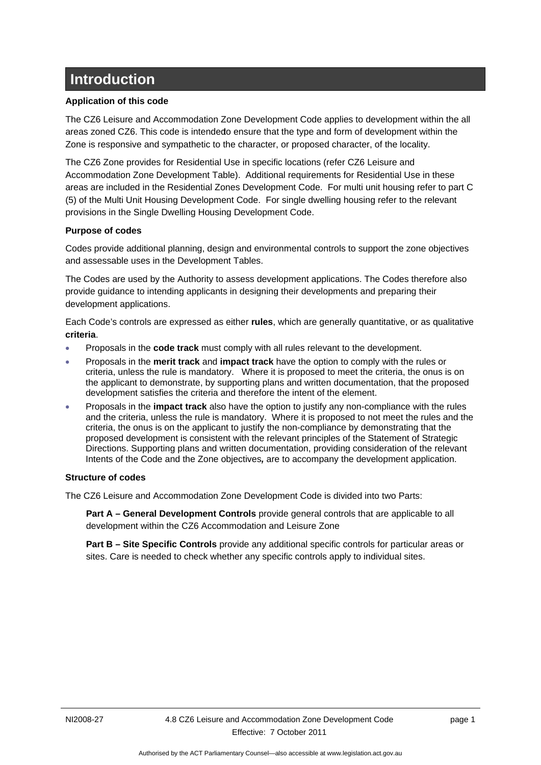# Introduction

**Application of this code**

The CZ6 Leisure and Accommodation Zone Development Code applies to development within the all areas zoned CZ6. This code is intended to ensure that the type and form of development within the Zone is responsive and sympathetic to the character, or proposed character, of the locality.

The CZ6 Zone provides for Residential Use in specific locations (refer CZ6 Leisure and Accommodation Zone Development Table). Additional requirements for Residential Use in these areas are included in the Residential Zones Development Code. For multi unit housing refer to part C (5) of the Multi Unit Housing Development Code. For single dwelling housing refer to the relevant provisions in the Single Dwelling Housing Development Code.

**Purpose of codes**

Codes provide additional planning, design and environmental controls to support the zone objectives and assessable uses in the Development Tables.

The Codes are used by the Authority to assess development applications. The Codes therefore also provide guidance to intending applicants in designing their developments and preparing their development applications.

Each Code's controls are expressed as either **rules**, which are generally quantitative, or as qualitative **criteria**.

- Proposals in the **code track** must comply with all rules relevant to the development.
- Proposals in the **merit track** and **impact track** have the option to comply with the rules or criteria, unless the rule is mandatory. Where it is proposed to meet the criteria, the onus is on the applicant to demonstrate, by supporting plans and written documentation, that the proposed development satisfies the criteria and therefore the intent of the element.
- Proposals in the **impact track** also have the option to justify any non-compliance with the rules and the criteria, unless the rule is mandatory. Where it is proposed to not meet the rules and the criteria, the onus is on the applicant to justify the non-compliance by demonstrating that the proposed development is consistent with the relevant principles of the Statement of Strategic Directions. Supporting plans and written documentation, providing consideration of the relevant Intents of the Code and the Zone objectives, are to accompany the development application.

**Structure of codes**

The CZ6 Leisure and Accommodation Zone Development Code is divided into two Parts:

> **Part A – General Development Controls** provide general controls that are applicable to all development within the CZ6 Accommodation and Leisure Zone
>
> **Part B – Site Specific Controls** provide any additional specific controls for particular areas or sites. Care is needed to check whether any specific controls apply to individual sites.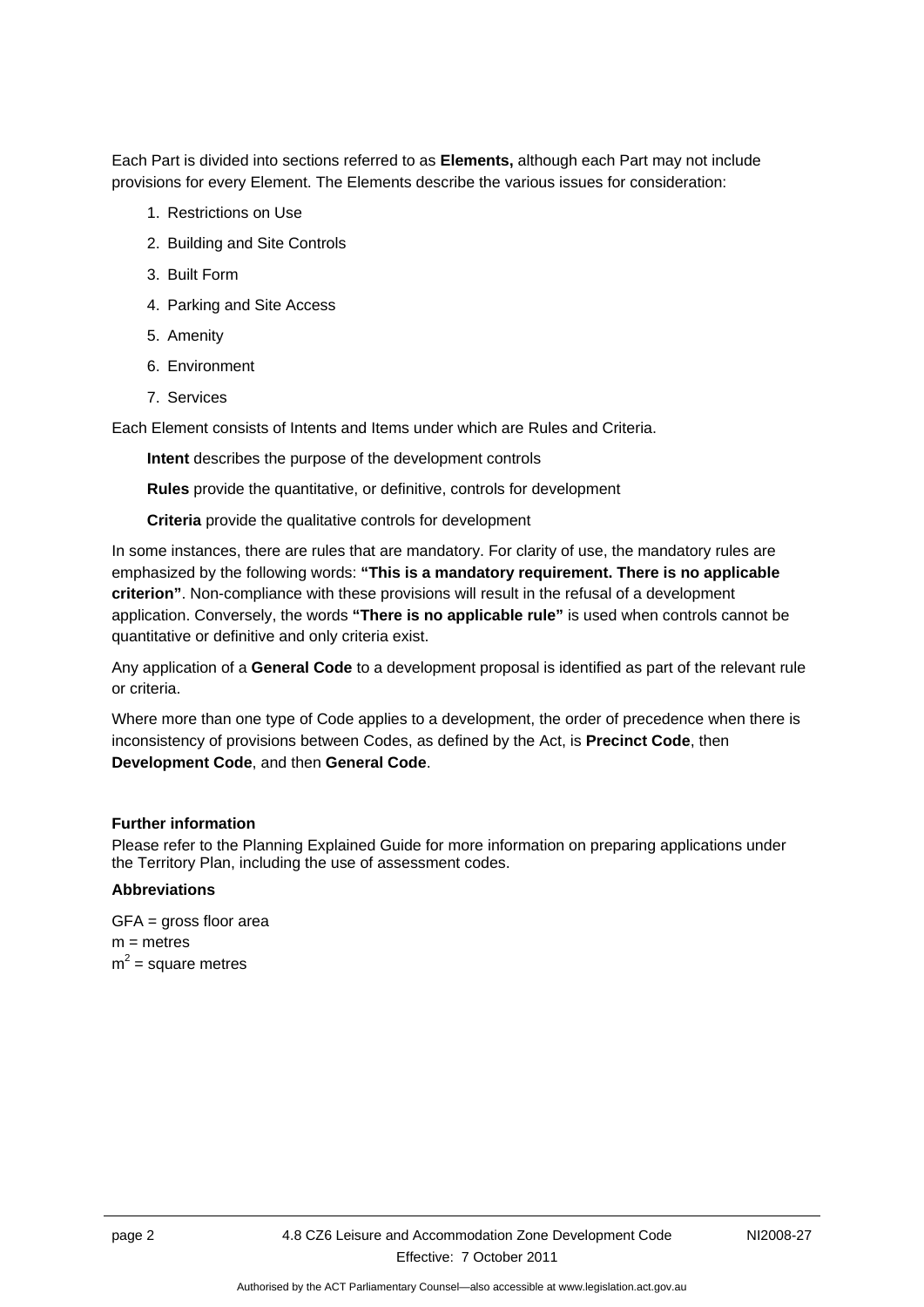Each Part is divided into sections referred to as **Elements,** although each Part may not include provisions for every Element. The Elements describe the various issues for consideration:

1. Restrictions on Use
2. Building and Site Controls
3. Built Form
4. Parking and Site Access
5. Amenity
6. Environment
7. Services

Each Element consists of Intents and Items under which are Rules and Criteria.

**Intent** describes the purpose of the development controls

**Rules** provide the quantitative, or definitive, controls for development

**Criteria** provide the qualitative controls for development

In some instances, there are rules that are mandatory. For clarity of use, the mandatory rules are emphasized by the following words: **"This is a mandatory requirement. There is no applicable criterion"**. Non-compliance with these provisions will result in the refusal of a development application. Conversely, the words **"There is no applicable rule"** is used when controls cannot be quantitative or definitive and only criteria exist.

Any application of a **General Code** to a development proposal is identified as part of the relevant rule or criteria.

Where more than one type of Code applies to a development, the order of precedence when there is inconsistency of provisions between Codes, as defined by the Act, is **Precinct Code**, then **Development Code**, and then **General Code**.

**Further information**

Please refer to the Planning Explained Guide for more information on preparing applications under the Territory Plan, including the use of assessment codes.

**Abbreviations**

GFA = gross floor area
m = metres
$m^2$ = square metres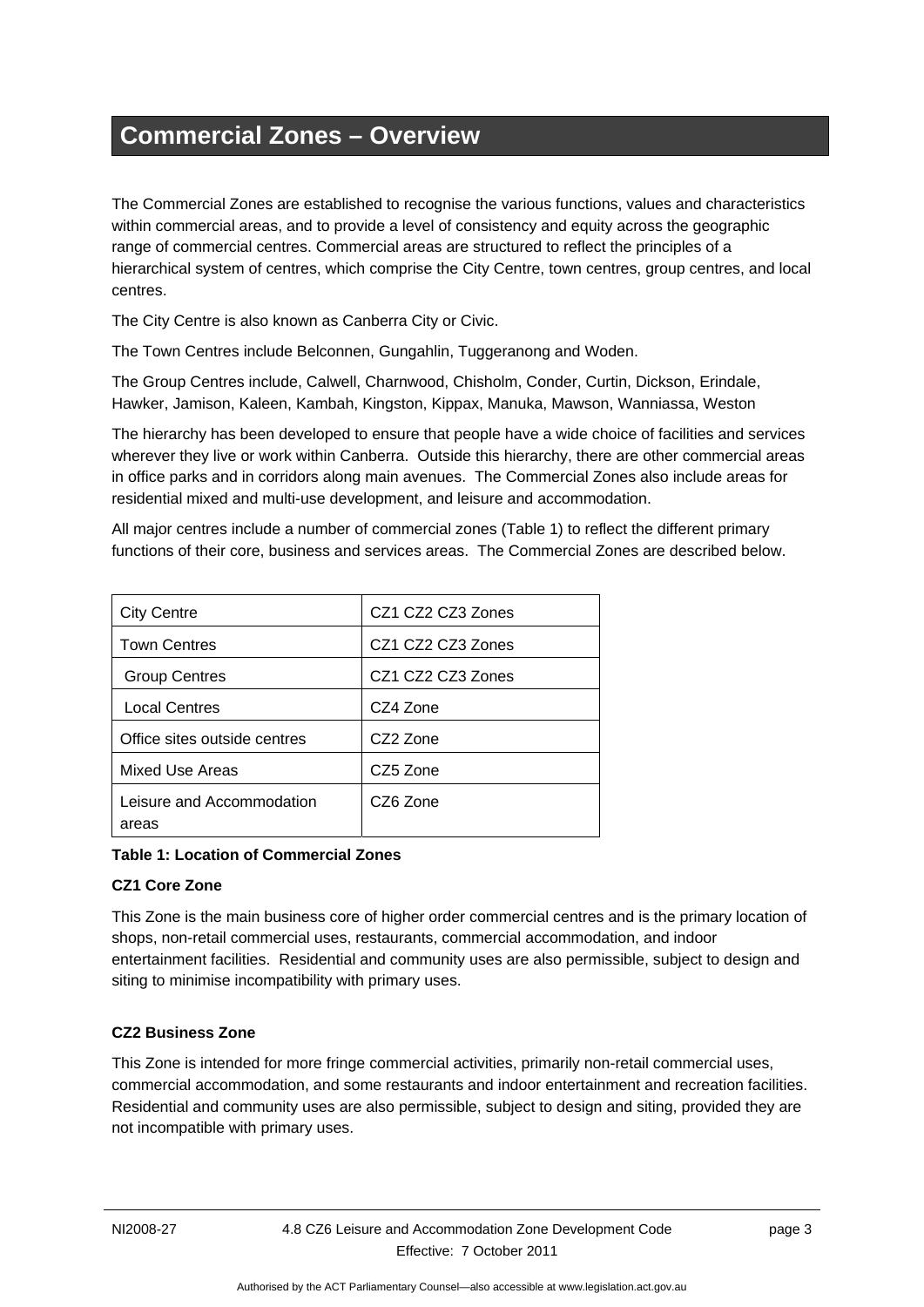# Commercial Zones – Overview

The Commercial Zones are established to recognise the various functions, values and characteristics within commercial areas, and to provide a level of consistency and equity across the geographic range of commercial centres. Commercial areas are structured to reflect the principles of a hierarchical system of centres, which comprise the City Centre, town centres, group centres, and local centres.

The City Centre is also known as Canberra City or Civic.

The Town Centres include Belconnen, Gungahlin, Tuggeranong and Woden.

The Group Centres include, Calwell, Charnwood, Chisholm, Conder, Curtin, Dickson, Erindale, Hawker, Jamison, Kaleen, Kambah, Kingston, Kippax, Manuka, Mawson, Wanniassa, Weston

The hierarchy has been developed to ensure that people have a wide choice of facilities and services wherever they live or work within Canberra. Outside this hierarchy, there are other commercial areas in office parks and in corridors along main avenues. The Commercial Zones also include areas for residential mixed and multi-use development, and leisure and accommodation.

All major centres include a number of commercial zones (Table 1) to reflect the different primary functions of their core, business and services areas. The Commercial Zones are described below.

| | |
|---|---|
| City Centre | CZ1 CZ2 CZ3 Zones |
| Town Centres | CZ1 CZ2 CZ3 Zones |
| Group Centres | CZ1 CZ2 CZ3 Zones |
| Local Centres | CZ4 Zone |
| Office sites outside centres | CZ2 Zone |
| Mixed Use Areas | CZ5 Zone |
| Leisure and Accommodation areas | CZ6 Zone |

**Table 1: Location of Commercial Zones**

**CZ1 Core Zone**

This Zone is the main business core of higher order commercial centres and is the primary location of shops, non-retail commercial uses, restaurants, commercial accommodation, and indoor entertainment facilities. Residential and community uses are also permissible, subject to design and siting to minimise incompatibility with primary uses.

**CZ2 Business Zone**

This Zone is intended for more fringe commercial activities, primarily non-retail commercial uses, commercial accommodation, and some restaurants and indoor entertainment and recreation facilities. Residential and community uses are also permissible, subject to design and siting, provided they are not incompatible with primary uses.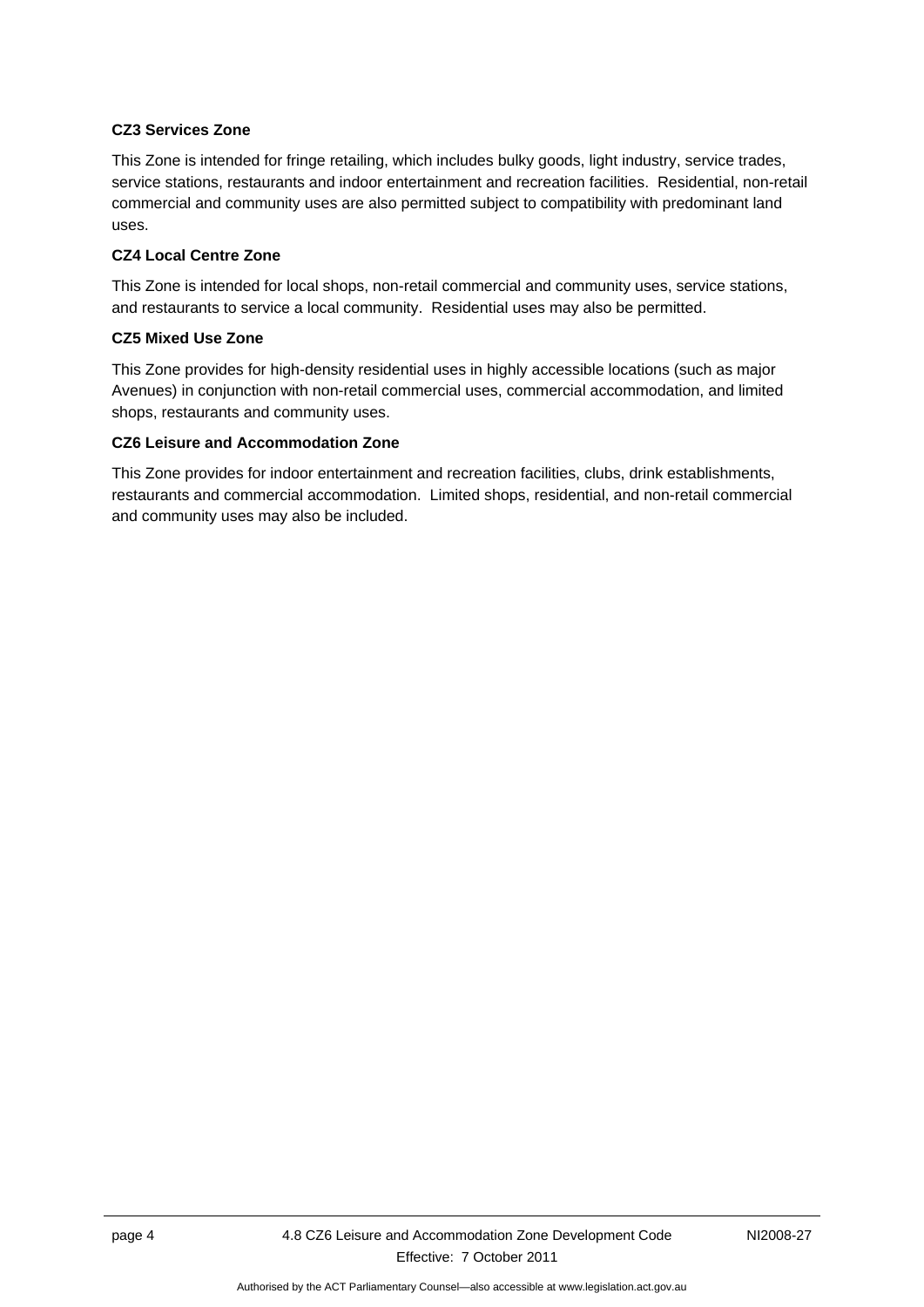**CZ3 Services Zone**

This Zone is intended for fringe retailing, which includes bulky goods, light industry, service trades, service stations, restaurants and indoor entertainment and recreation facilities. Residential, non-retail commercial and community uses are also permitted subject to compatibility with predominant land uses.

**CZ4 Local Centre Zone**

This Zone is intended for local shops, non-retail commercial and community uses, service stations, and restaurants to service a local community. Residential uses may also be permitted.

**CZ5 Mixed Use Zone**

This Zone provides for high-density residential uses in highly accessible locations (such as major Avenues) in conjunction with non-retail commercial uses, commercial accommodation, and limited shops, restaurants and community uses.

**CZ6 Leisure and Accommodation Zone**

This Zone provides for indoor entertainment and recreation facilities, clubs, drink establishments, restaurants and commercial accommodation. Limited shops, residential, and non-retail commercial and community uses may also be included.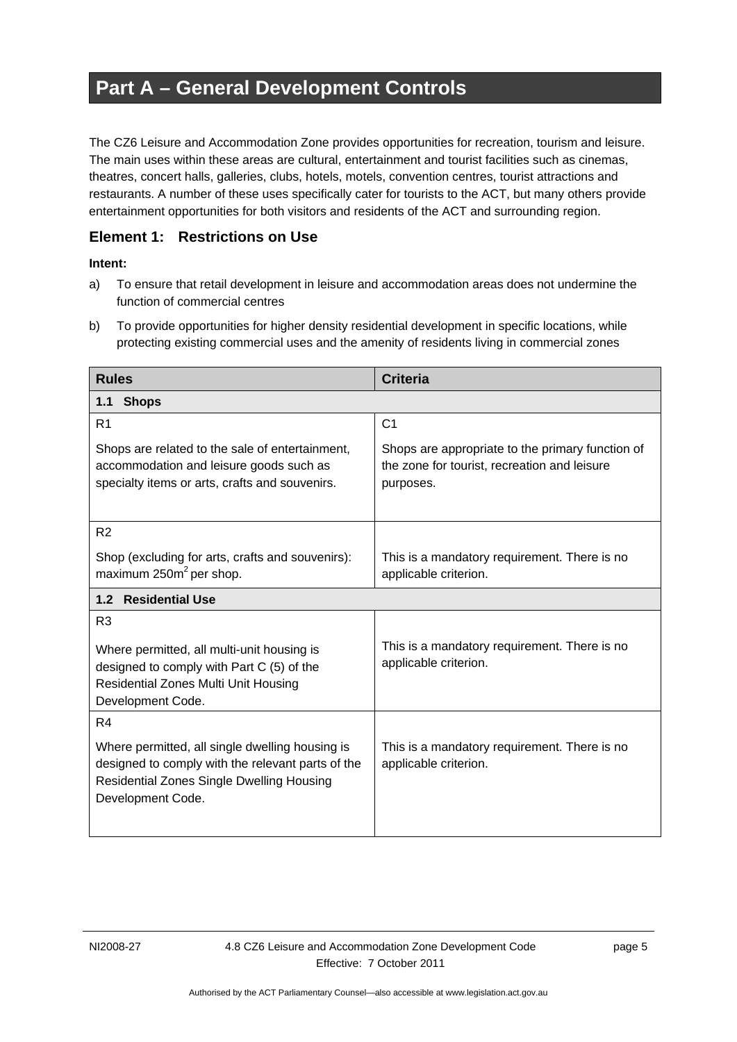# Part A – General Development Controls

The CZ6 Leisure and Accommodation Zone provides opportunities for recreation, tourism and leisure. The main uses within these areas are cultural, entertainment and tourist facilities such as cinemas, theatres, concert halls, galleries, clubs, hotels, motels, convention centres, tourist attractions and restaurants. A number of these uses specifically cater for tourists to the ACT, but many others provide entertainment opportunities for both visitors and residents of the ACT and surrounding region.

## Element 1: Restrictions on Use

**Intent:**

a) To ensure that retail development in leisure and accommodation areas does not undermine the function of commercial centres

b) To provide opportunities for higher density residential development in specific locations, while protecting existing commercial uses and the amenity of residents living in commercial zones

| Rules | Criteria |
|---|---|
| **1.1 Shops** | |
| R1<br><br>Shops are related to the sale of entertainment, accommodation and leisure goods such as specialty items or arts, crafts and souvenirs. | C1<br><br>Shops are appropriate to the primary function of the zone for tourist, recreation and leisure purposes. |
| R2<br><br>Shop (excluding for arts, crafts and souvenirs): maximum 250m$^2$ per shop. | This is a mandatory requirement. There is no applicable criterion. |
| **1.2 Residential Use** | |
| R3<br><br>Where permitted, all multi-unit housing is designed to comply with Part C (5) of the Residential Zones Multi Unit Housing Development Code. | This is a mandatory requirement. There is no applicable criterion. |
| R4<br><br>Where permitted, all single dwelling housing is designed to comply with the relevant parts of the Residential Zones Single Dwelling Housing Development Code. | This is a mandatory requirement. There is no applicable criterion. |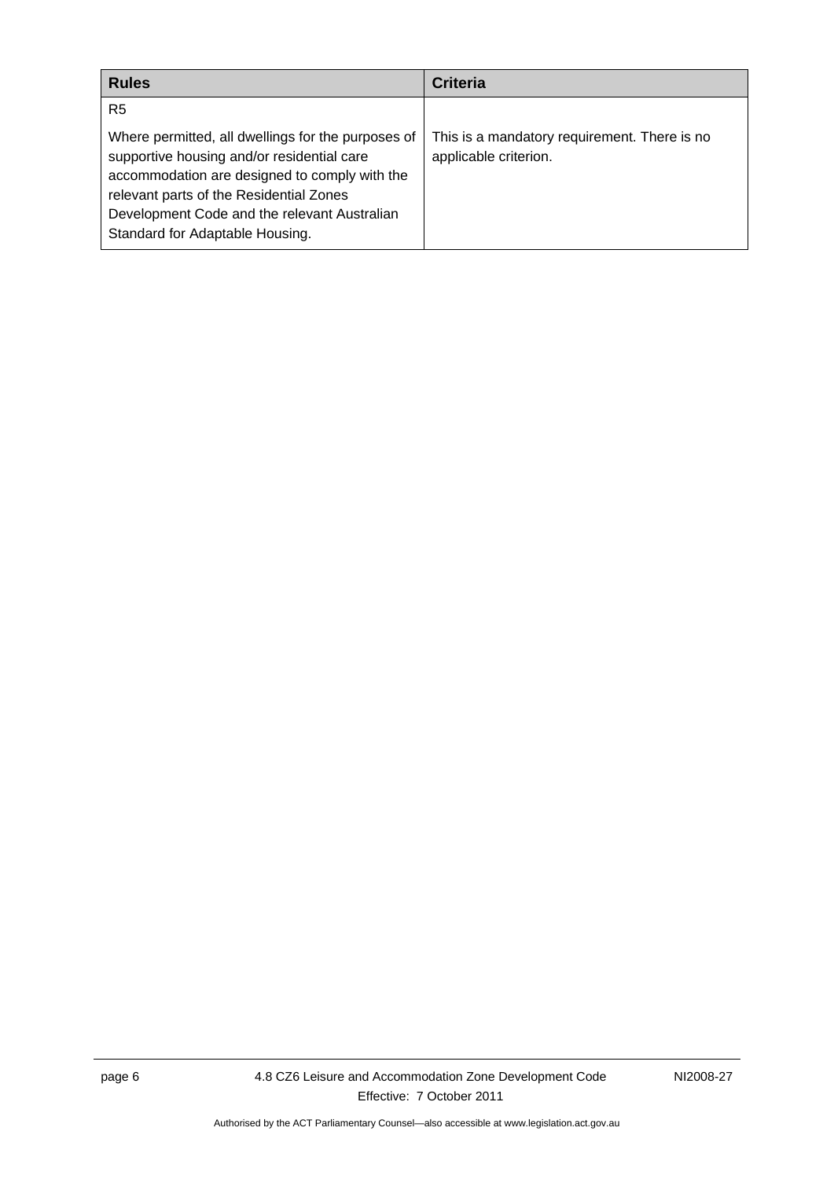| Rules | Criteria |
|---|---|
| R5<br><br>Where permitted, all dwellings for the purposes of supportive housing and/or residential care accommodation are designed to comply with the relevant parts of the Residential Zones Development Code and the relevant Australian Standard for Adaptable Housing. | This is a mandatory requirement. There is no applicable criterion. |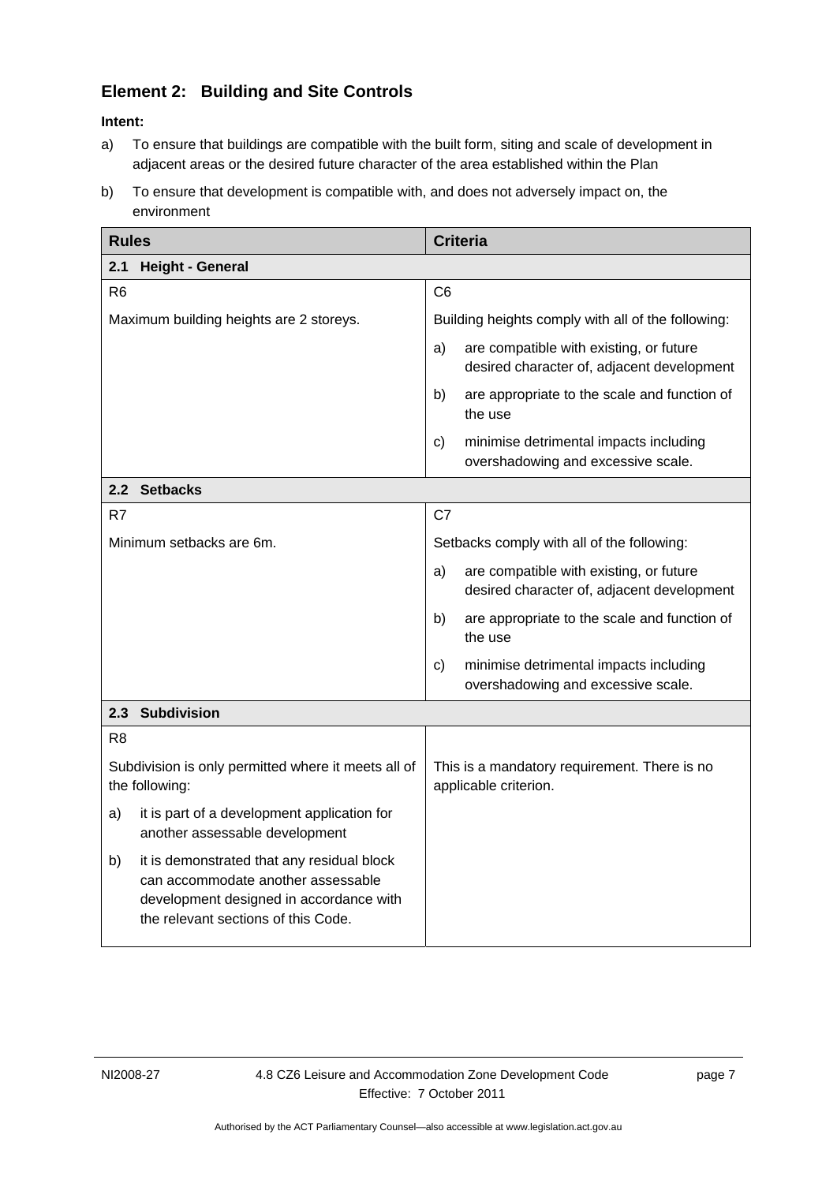## Element 2: Building and Site Controls

**Intent:**

a) To ensure that buildings are compatible with the built form, siting and scale of development in adjacent areas or the desired future character of the area established within the Plan

b) To ensure that development is compatible with, and does not adversely impact on, the environment

| Rules | Criteria |
|---|---|
| **2.1 Height - General** | |
| R6<br><br>Maximum building heights are 2 storeys. | C6<br><br>Building heights comply with all of the following:<br>a) are compatible with existing, or future desired character of, adjacent development<br>b) are appropriate to the scale and function of the use<br>c) minimise detrimental impacts including overshadowing and excessive scale. |
| **2.2 Setbacks** | |
| R7<br><br>Minimum setbacks are 6m. | C7<br><br>Setbacks comply with all of the following:<br>a) are compatible with existing, or future desired character of, adjacent development<br>b) are appropriate to the scale and function of the use<br>c) minimise detrimental impacts including overshadowing and excessive scale. |
| **2.3 Subdivision** | |
| R8<br><br>Subdivision is only permitted where it meets all of the following:<br>a) it is part of a development application for another assessable development<br>b) it is demonstrated that any residual block can accommodate another assessable development designed in accordance with the relevant sections of this Code. | This is a mandatory requirement. There is no applicable criterion. |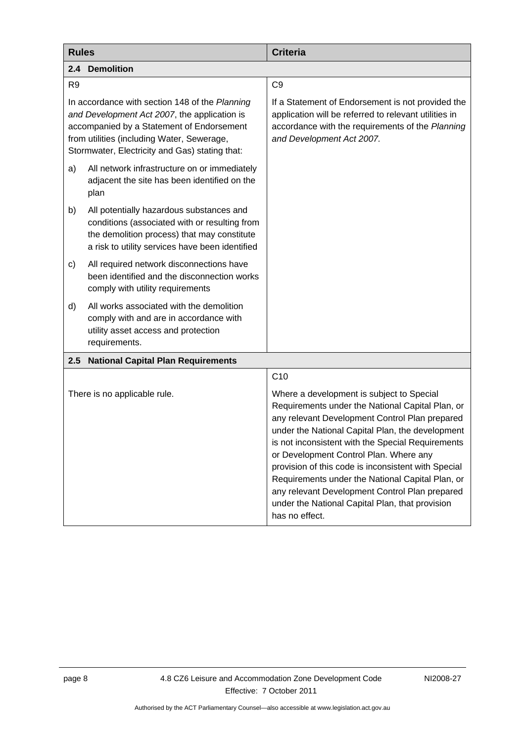| Rules | Criteria |
|---|---|
| **2.4 Demolition** | |
| R9<br><br>In accordance with section 148 of the *Planning and Development Act 2007*, the application is accompanied by a Statement of Endorsement from utilities (including Water, Sewerage, Stormwater, Electricity and Gas) stating that:<br><br>a) All network infrastructure on or immediately adjacent the site has been identified on the plan<br><br>b) All potentially hazardous substances and conditions (associated with or resulting from the demolition process) that may constitute a risk to utility services have been identified<br><br>c) All required network disconnections have been identified and the disconnection works comply with utility requirements<br><br>d) All works associated with the demolition comply with and are in accordance with utility asset access and protection requirements. | C9<br><br>If a Statement of Endorsement is not provided the application will be referred to relevant utilities in accordance with the requirements of the *Planning and Development Act 2007.* |
| **2.5 National Capital Plan Requirements** | |
| There is no applicable rule. | C10<br><br>Where a development is subject to Special Requirements under the National Capital Plan, or any relevant Development Control Plan prepared under the National Capital Plan, the development is not inconsistent with the Special Requirements or Development Control Plan. Where any provision of this code is inconsistent with Special Requirements under the National Capital Plan, or any relevant Development Control Plan prepared under the National Capital Plan, that provision has no effect. |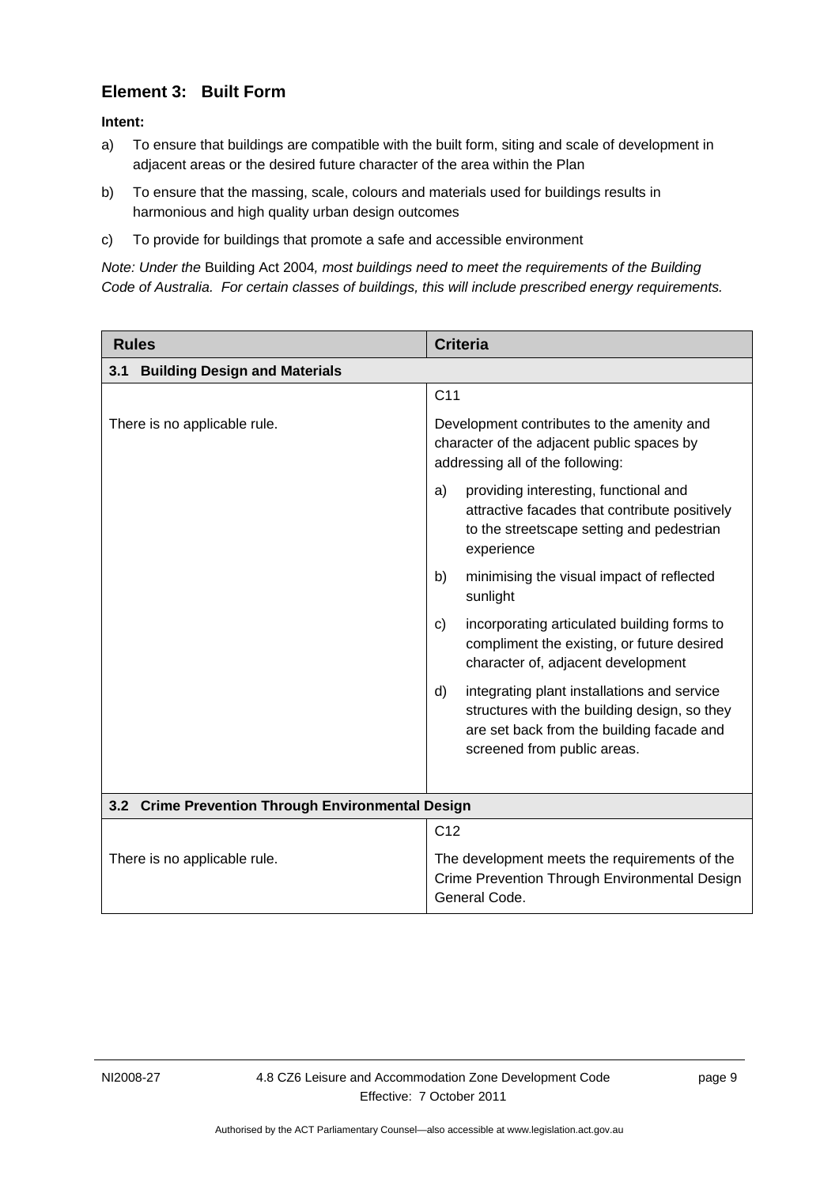## Element 3: Built Form

**Intent:**

a) To ensure that buildings are compatible with the built form, siting and scale of development in adjacent areas or the desired future character of the area within the Plan

b) To ensure that the massing, scale, colours and materials used for buildings results in harmonious and high quality urban design outcomes

c) To provide for buildings that promote a safe and accessible environment

*Note: Under the* Building Act 2004*, most buildings need to meet the requirements of the Building Code of Australia. For certain classes of buildings, this will include prescribed energy requirements.*

| Rules | Criteria |
|---|---|
| **3.1 Building Design and Materials** | |
| There is no applicable rule. | C11<br><br>Development contributes to the amenity and character of the adjacent public spaces by addressing all of the following:<br><br>a) providing interesting, functional and attractive facades that contribute positively to the streetscape setting and pedestrian experience<br><br>b) minimising the visual impact of reflected sunlight<br><br>c) incorporating articulated building forms to compliment the existing, or future desired character of, adjacent development<br><br>d) integrating plant installations and service structures with the building design, so they are set back from the building facade and screened from public areas. |
| **3.2 Crime Prevention Through Environmental Design** | |
| There is no applicable rule. | C12<br><br>The development meets the requirements of the Crime Prevention Through Environmental Design General Code. |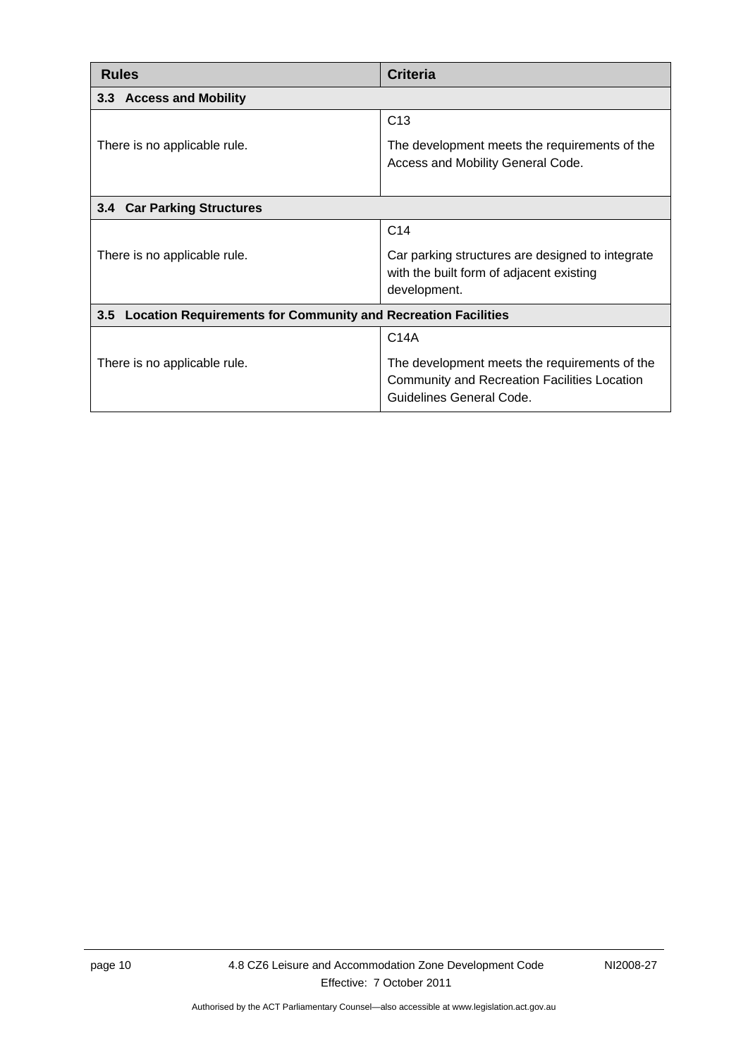| Rules | Criteria |
|---|---|
| **3.3 Access and Mobility** | |
| There is no applicable rule. | C13<br><br>The development meets the requirements of the Access and Mobility General Code. |
| **3.4 Car Parking Structures** | |
| There is no applicable rule. | C14<br><br>Car parking structures are designed to integrate with the built form of adjacent existing development. |
| **3.5 Location Requirements for Community and Recreation Facilities** | |
| There is no applicable rule. | C14A<br><br>The development meets the requirements of the Community and Recreation Facilities Location Guidelines General Code. |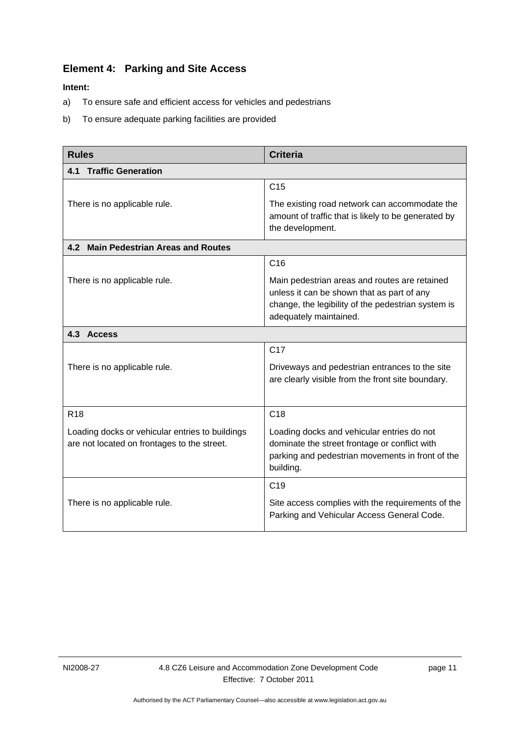## Element 4: Parking and Site Access

**Intent:**

a) To ensure safe and efficient access for vehicles and pedestrians

b) To ensure adequate parking facilities are provided

| Rules | Criteria |
|---|---|
| **4.1 Traffic Generation** | |
| There is no applicable rule. | C15<br>The existing road network can accommodate the amount of traffic that is likely to be generated by the development. |
| **4.2 Main Pedestrian Areas and Routes** | |
| There is no applicable rule. | C16<br>Main pedestrian areas and routes are retained unless it can be shown that as part of any change, the legibility of the pedestrian system is adequately maintained. |
| **4.3 Access** | |
| There is no applicable rule. | C17<br>Driveways and pedestrian entrances to the site are clearly visible from the front site boundary. |
| R18<br>Loading docks or vehicular entries to buildings are not located on frontages to the street. | C18<br>Loading docks and vehicular entries do not dominate the street frontage or conflict with parking and pedestrian movements in front of the building. |
| There is no applicable rule. | C19<br>Site access complies with the requirements of the Parking and Vehicular Access General Code. |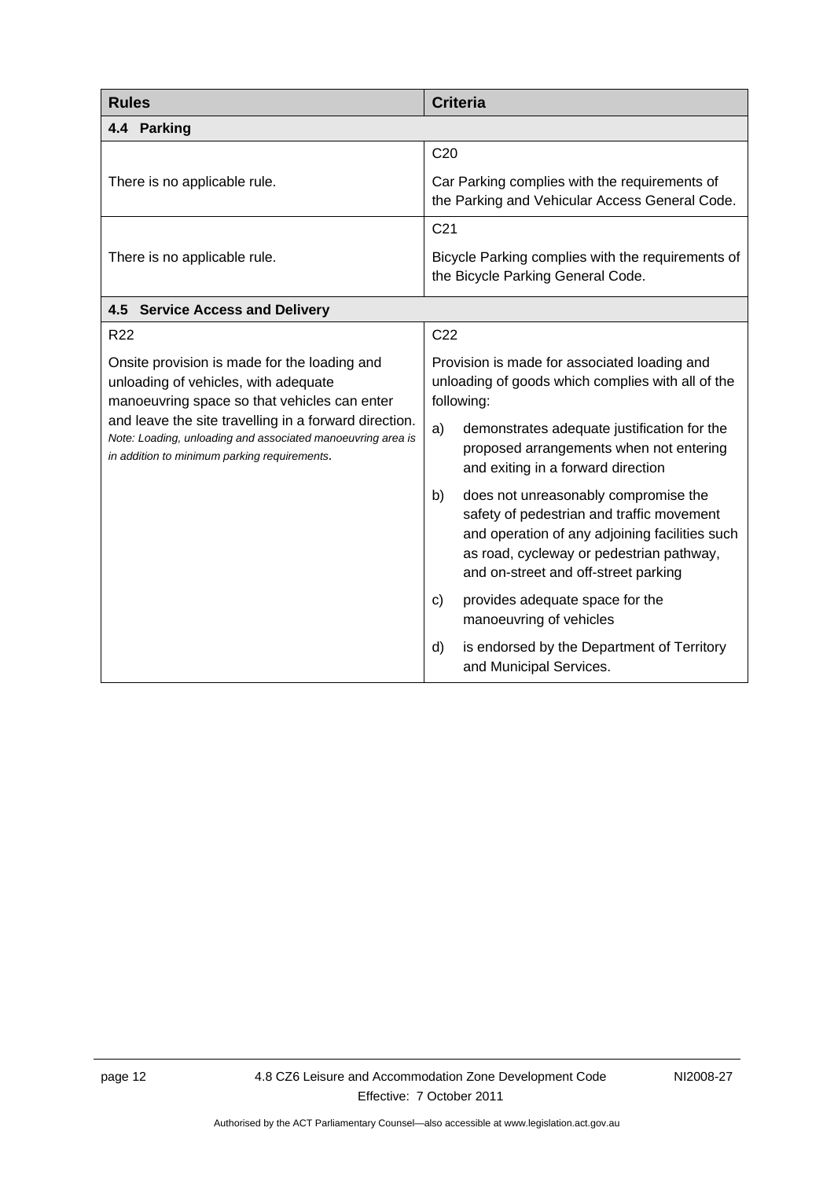| Rules | Criteria |
|---|---|
| **4.4 Parking** | |
| There is no applicable rule. | C20<br><br>Car Parking complies with the requirements of the Parking and Vehicular Access General Code. |
| There is no applicable rule. | C21<br><br>Bicycle Parking complies with the requirements of the Bicycle Parking General Code. |
| **4.5 Service Access and Delivery** | |
| R22<br><br>Onsite provision is made for the loading and unloading of vehicles, with adequate manoeuvring space so that vehicles can enter and leave the site travelling in a forward direction.<br>*Note: Loading, unloading and associated manoeuvring area is in addition to minimum parking requirements.* | C22<br><br>Provision is made for associated loading and unloading of goods which complies with all of the following:<br>a) demonstrates adequate justification for the proposed arrangements when not entering and exiting in a forward direction<br>b) does not unreasonably compromise the safety of pedestrian and traffic movement and operation of any adjoining facilities such as road, cycleway or pedestrian pathway, and on-street and off-street parking<br>c) provides adequate space for the manoeuvring of vehicles<br>d) is endorsed by the Department of Territory and Municipal Services. |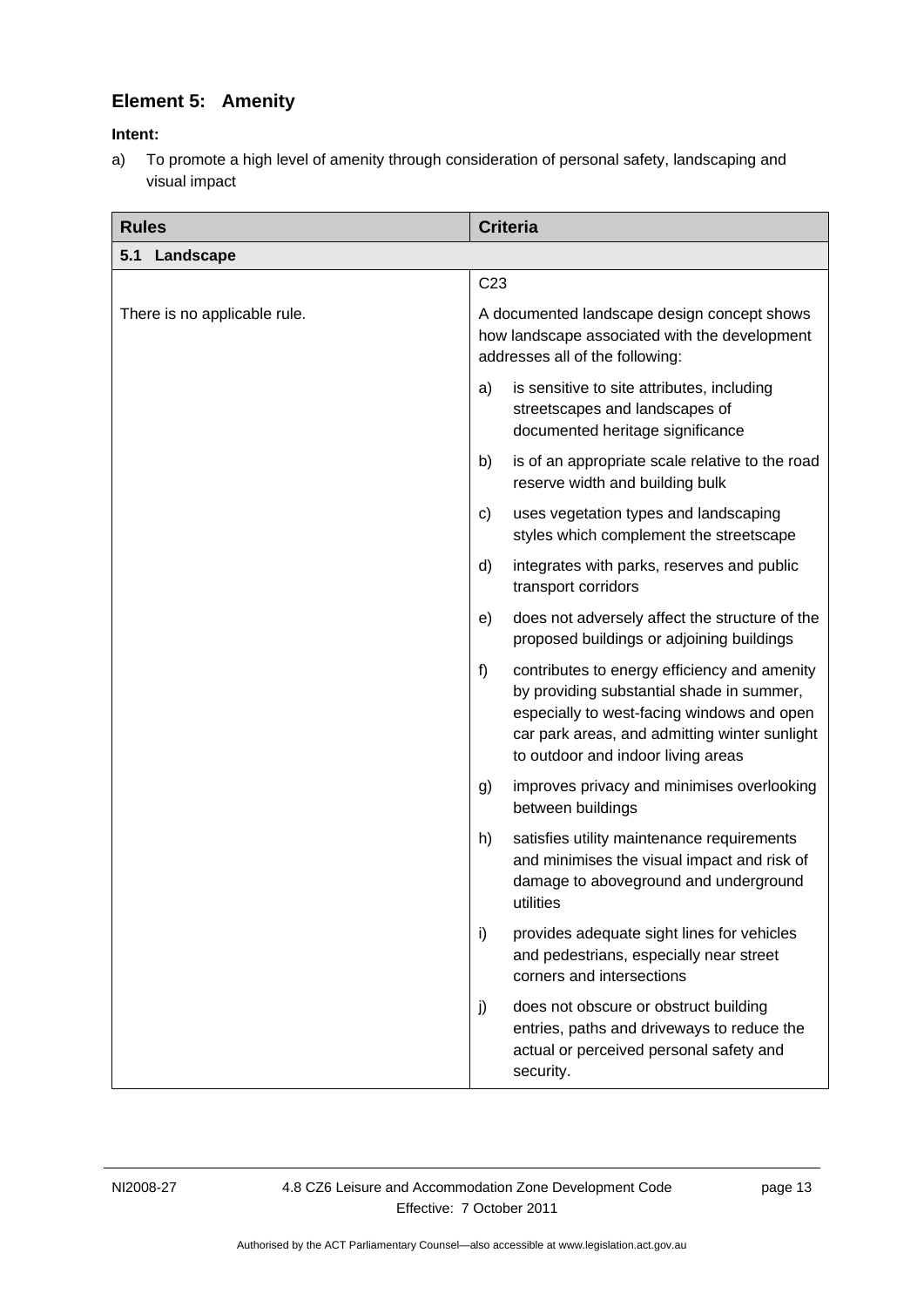## Element 5: Amenity

**Intent:**

a) To promote a high level of amenity through consideration of personal safety, landscaping and visual impact

| Rules | Criteria |
|---|---|
| **5.1 Landscape** | |
| There is no applicable rule. | C23<br><br>A documented landscape design concept shows how landscape associated with the development addresses all of the following:<br><br>a) is sensitive to site attributes, including streetscapes and landscapes of documented heritage significance<br><br>b) is of an appropriate scale relative to the road reserve width and building bulk<br><br>c) uses vegetation types and landscaping styles which complement the streetscape<br><br>d) integrates with parks, reserves and public transport corridors<br><br>e) does not adversely affect the structure of the proposed buildings or adjoining buildings<br><br>f) contributes to energy efficiency and amenity by providing substantial shade in summer, especially to west-facing windows and open car park areas, and admitting winter sunlight to outdoor and indoor living areas<br><br>g) improves privacy and minimises overlooking between buildings<br><br>h) satisfies utility maintenance requirements and minimises the visual impact and risk of damage to aboveground and underground utilities<br><br>i) provides adequate sight lines for vehicles and pedestrians, especially near street corners and intersections<br><br>j) does not obscure or obstruct building entries, paths and driveways to reduce the actual or perceived personal safety and security. |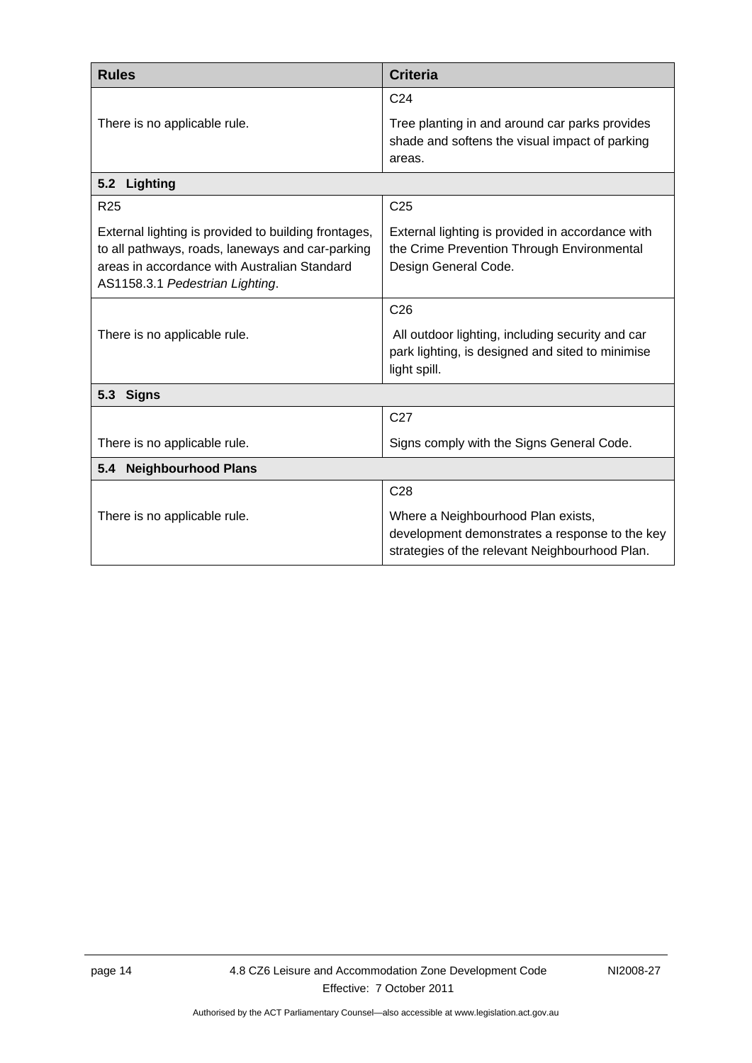| Rules | Criteria |
|---|---|
| There is no applicable rule. | C24<br><br>Tree planting in and around car parks provides shade and softens the visual impact of parking areas. |
| **5.2 Lighting** | |
| R25<br><br>External lighting is provided to building frontages, to all pathways, roads, laneways and car-parking areas in accordance with Australian Standard AS1158.3.1 *Pedestrian Lighting*. | C25<br><br>External lighting is provided in accordance with the Crime Prevention Through Environmental Design General Code. |
| There is no applicable rule. | C26<br><br>All outdoor lighting, including security and car park lighting, is designed and sited to minimise light spill. |
| **5.3 Signs** | |
| There is no applicable rule. | C27<br><br>Signs comply with the Signs General Code. |
| **5.4 Neighbourhood Plans** | |
| There is no applicable rule. | C28<br><br>Where a Neighbourhood Plan exists, development demonstrates a response to the key strategies of the relevant Neighbourhood Plan. |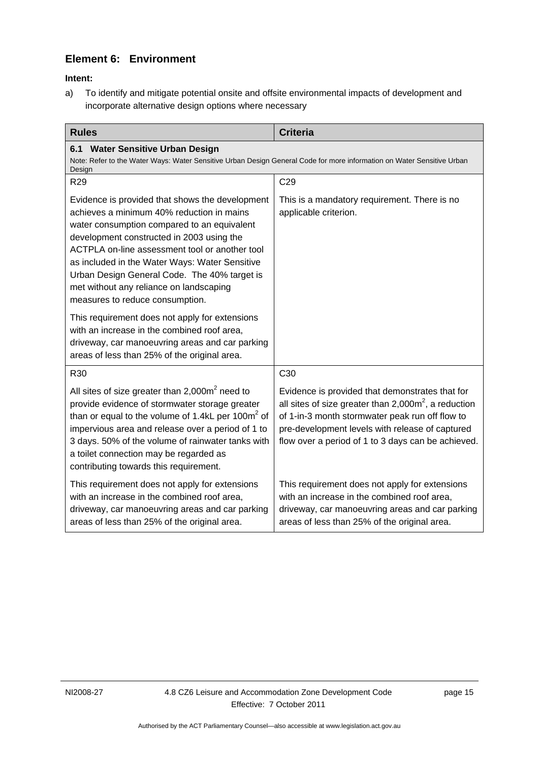## Element 6: Environment

**Intent:**

a) To identify and mitigate potential onsite and offsite environmental impacts of development and incorporate alternative design options where necessary

| Rules | Criteria |
|---|---|
| **6.1 Water Sensitive Urban Design**<br>Note: Refer to the Water Ways: Water Sensitive Urban Design General Code for more information on Water Sensitive Urban Design | |
| R29 | C29 |
| Evidence is provided that shows the development achieves a minimum 40% reduction in mains water consumption compared to an equivalent development constructed in 2003 using the ACTPLA on-line assessment tool or another tool as included in the Water Ways: Water Sensitive Urban Design General Code. The 40% target is met without any reliance on landscaping measures to reduce consumption.<br><br>This requirement does not apply for extensions with an increase in the combined roof area, driveway, car manoeuvring areas and car parking areas of less than 25% of the original area. | This is a mandatory requirement. There is no applicable criterion. |
| R30 | C30 |
| All sites of size greater than 2,000m$^2$ need to provide evidence of stormwater storage greater than or equal to the volume of 1.4kL per 100m$^2$ of impervious area and release over a period of 1 to 3 days. 50% of the volume of rainwater tanks with a toilet connection may be regarded as contributing towards this requirement. | Evidence is provided that demonstrates that for all sites of size greater than 2,000m$^2$, a reduction of 1-in-3 month stormwater peak run off flow to pre-development levels with release of captured flow over a period of 1 to 3 days can be achieved. |
| This requirement does not apply for extensions with an increase in the combined roof area, driveway, car manoeuvring areas and car parking areas of less than 25% of the original area. | This requirement does not apply for extensions with an increase in the combined roof area, driveway, car manoeuvring areas and car parking areas of less than 25% of the original area. |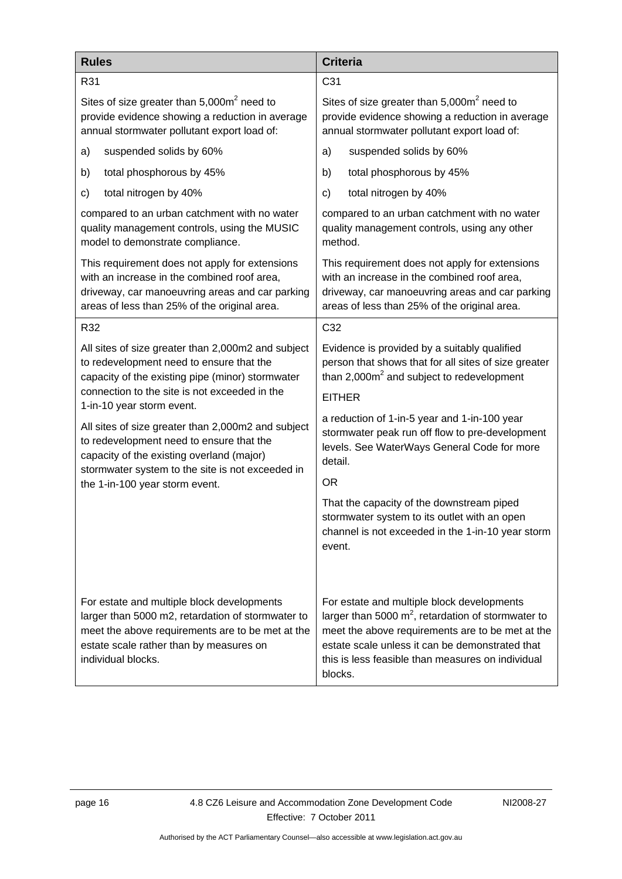| Rules | Criteria |
| --- | --- |
| R31<br><br>Sites of size greater than 5,000m$^2$ need to provide evidence showing a reduction in average annual stormwater pollutant export load of:<br><br>a) suspended solids by 60%<br><br>b) total phosphorous by 45%<br><br>c) total nitrogen by 40%<br><br>compared to an urban catchment with no water quality management controls, using the MUSIC model to demonstrate compliance.<br><br>This requirement does not apply for extensions with an increase in the combined roof area, driveway, car manoeuvring areas and car parking areas of less than 25% of the original area. | C31<br><br>Sites of size greater than 5,000m$^2$ need to provide evidence showing a reduction in average annual stormwater pollutant export load of:<br><br>a) suspended solids by 60%<br><br>b) total phosphorous by 45%<br><br>c) total nitrogen by 40%<br><br>compared to an urban catchment with no water quality management controls, using any other method.<br><br>This requirement does not apply for extensions with an increase in the combined roof area, driveway, car manoeuvring areas and car parking areas of less than 25% of the original area. |
| R32<br><br>All sites of size greater than 2,000m2 and subject to redevelopment need to ensure that the capacity of the existing pipe (minor) stormwater connection to the site is not exceeded in the 1-in-10 year storm event.<br><br>All sites of size greater than 2,000m2 and subject to redevelopment need to ensure that the capacity of the existing overland (major) stormwater system to the site is not exceeded in the 1-in-100 year storm event.<br><br>For estate and multiple block developments larger than 5000 m2, retardation of stormwater to meet the above requirements are to be met at the estate scale rather than by measures on individual blocks. | C32<br><br>Evidence is provided by a suitably qualified person that shows that for all sites of size greater than 2,000m$^2$ and subject to redevelopment<br><br>EITHER<br><br>a reduction of 1-in-5 year and 1-in-100 year stormwater peak run off flow to pre-development levels. See WaterWays General Code for more detail.<br><br>OR<br><br>That the capacity of the downstream piped stormwater system to its outlet with an open channel is not exceeded in the 1-in-10 year storm event.<br><br>For estate and multiple block developments larger than 5000 m$^2$, retardation of stormwater to meet the above requirements are to be met at the estate scale unless it can be demonstrated that this is less feasible than measures on individual blocks. |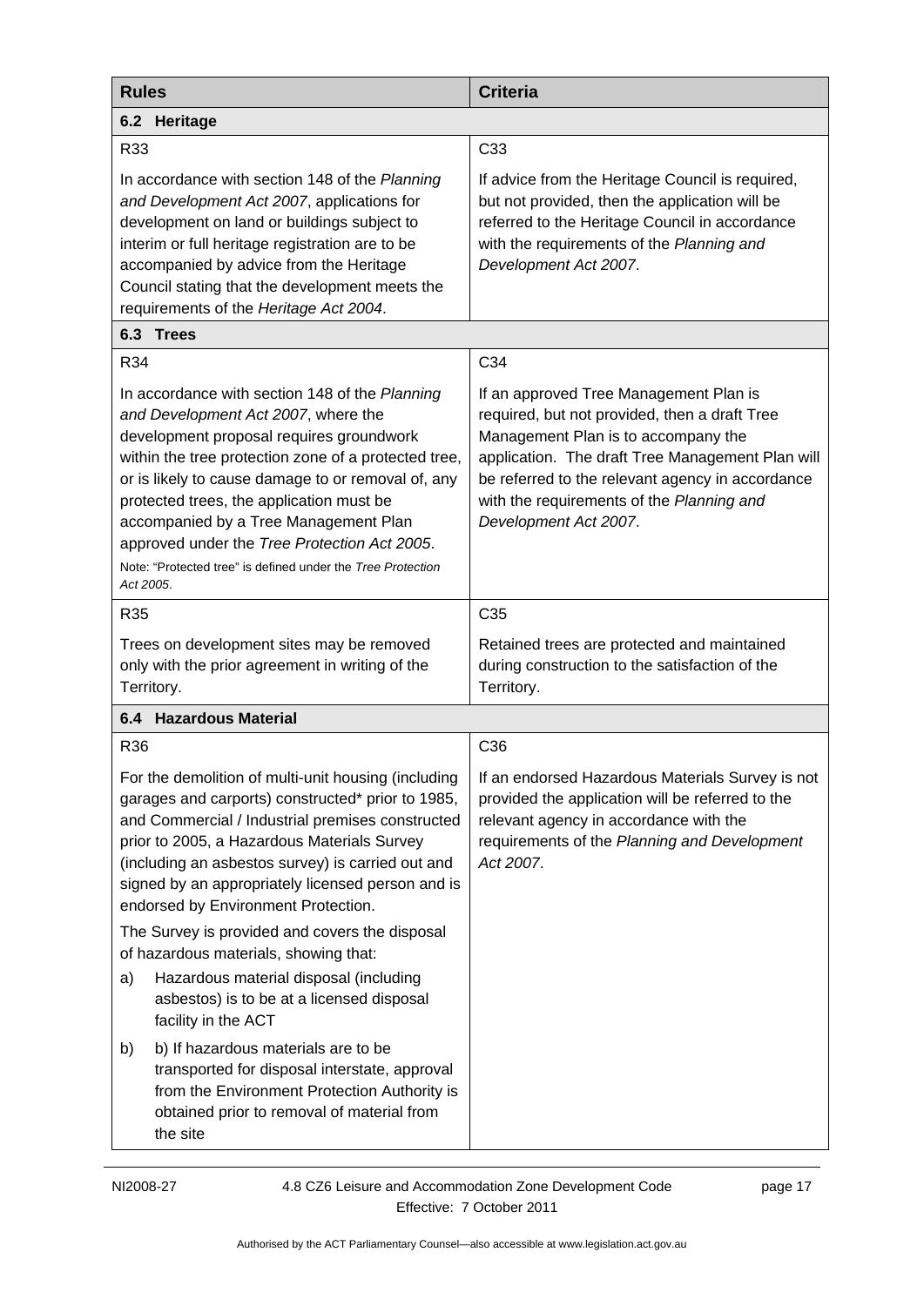| Rules | Criteria |
|---|---|
| **6.2 Heritage** | |
| R33 | C33 |
| In accordance with section 148 of the *Planning and Development Act 2007*, applications for development on land or buildings subject to interim or full heritage registration are to be accompanied by advice from the Heritage Council stating that the development meets the requirements of the *Heritage Act 2004*. | If advice from the Heritage Council is required, but not provided, then the application will be referred to the Heritage Council in accordance with the requirements of the *Planning and Development Act 2007*. |
| **6.3 Trees** | |
| R34 | C34 |
| In accordance with section 148 of the *Planning and Development Act 2007*, where the development proposal requires groundwork within the tree protection zone of a protected tree, or is likely to cause damage to or removal of, any protected trees, the application must be accompanied by a Tree Management Plan approved under the *Tree Protection Act 2005*.<br>Note: "Protected tree" is defined under the *Tree Protection Act 2005*. | If an approved Tree Management Plan is required, but not provided, then a draft Tree Management Plan is to accompany the application. The draft Tree Management Plan will be referred to the relevant agency in accordance with the requirements of the *Planning and Development Act 2007*. |
| R35 | C35 |
| Trees on development sites may be removed only with the prior agreement in writing of the Territory. | Retained trees are protected and maintained during construction to the satisfaction of the Territory. |
| **6.4 Hazardous Material** | |
| R36 | C36 |
| For the demolition of multi-unit housing (including garages and carports) constructed* prior to 1985, and Commercial / Industrial premises constructed prior to 2005, a Hazardous Materials Survey (including an asbestos survey) is carried out and signed by an appropriately licensed person and is endorsed by Environment Protection.<br>The Survey is provided and covers the disposal of hazardous materials, showing that:<br>a) Hazardous material disposal (including asbestos) is to be at a licensed disposal facility in the ACT<br>b) b) If hazardous materials are to be transported for disposal interstate, approval from the Environment Protection Authority is obtained prior to removal of material from the site | If an endorsed Hazardous Materials Survey is not provided the application will be referred to the relevant agency in accordance with the requirements of the *Planning and Development Act 2007*. |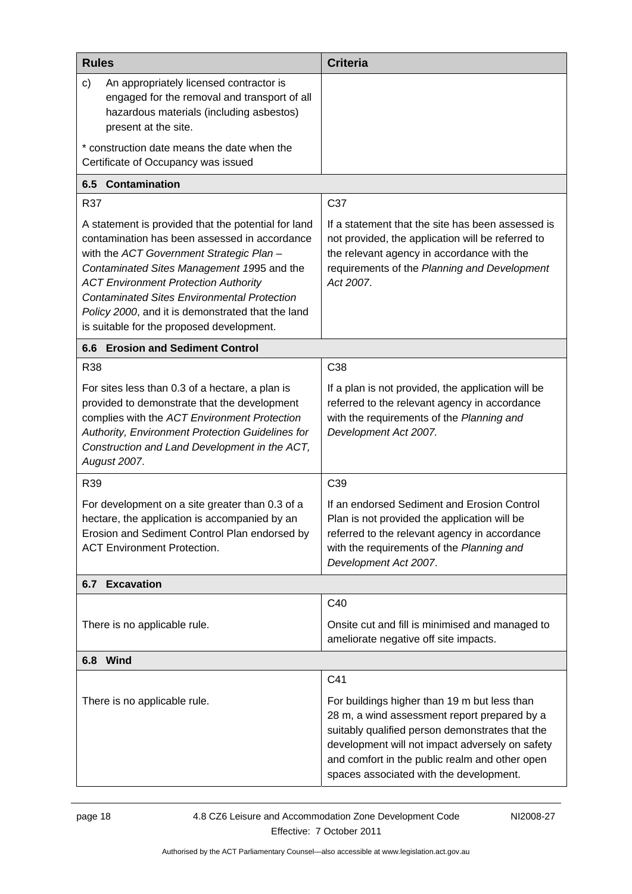| Rules | Criteria |
| --- | --- |
| c) An appropriately licensed contractor is engaged for the removal and transport of all hazardous materials (including asbestos) present at the site. <br><br> * construction date means the date when the Certificate of Occupancy was issued | |
| **6.5 Contamination** | |
| R37 <br><br> A statement is provided that the potential for land contamination has been assessed in accordance with the *ACT Government Strategic Plan – Contaminated Sites Management 19*95 and the *ACT Environment Protection Authority Contaminated Sites Environmental Protection Policy 2000*, and it is demonstrated that the land is suitable for the proposed development. | C37 <br><br> If a statement that the site has been assessed is not provided, the application will be referred to the relevant agency in accordance with the requirements of the *Planning and Development Act 2007*. |
| **6.6 Erosion and Sediment Control** | |
| R38 <br><br> For sites less than 0.3 of a hectare, a plan is provided to demonstrate that the development complies with the *ACT Environment Protection Authority, Environment Protection Guidelines for Construction and Land Development in the ACT, August 2007*. | C38 <br><br> If a plan is not provided, the application will be referred to the relevant agency in accordance with the requirements of the *Planning and Development Act 2007.* |
| R39 <br><br> For development on a site greater than 0.3 of a hectare, the application is accompanied by an Erosion and Sediment Control Plan endorsed by ACT Environment Protection. | C39 <br><br> If an endorsed Sediment and Erosion Control Plan is not provided the application will be referred to the relevant agency in accordance with the requirements of the *Planning and Development Act 2007*. |
| **6.7 Excavation** | |
| There is no applicable rule. | C40 <br><br> Onsite cut and fill is minimised and managed to ameliorate negative off site impacts. |
| **6.8 Wind** | |
| There is no applicable rule. | C41 <br><br> For buildings higher than 19 m but less than 28 m, a wind assessment report prepared by a suitably qualified person demonstrates that the development will not impact adversely on safety and comfort in the public realm and other open spaces associated with the development. |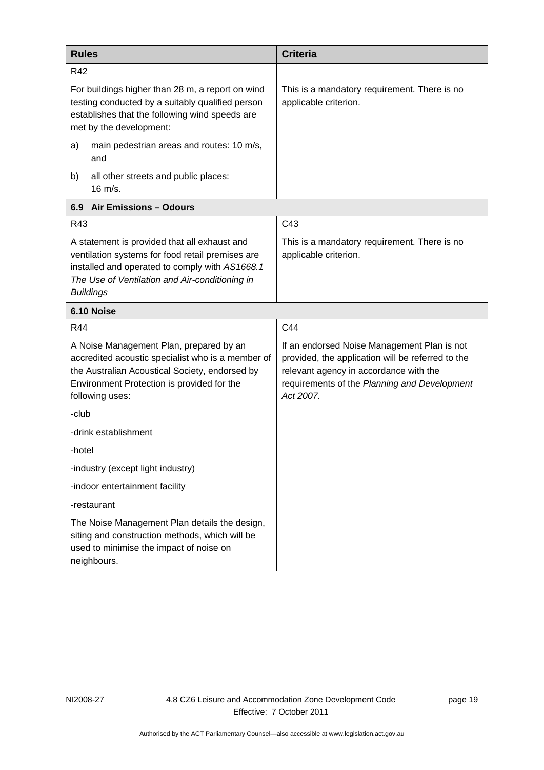| Rules | Criteria |
| --- | --- |
| R42<br><br>For buildings higher than 28 m, a report on wind testing conducted by a suitably qualified person establishes that the following wind speeds are met by the development:<br><br>a) main pedestrian areas and routes: 10 m/s, and<br><br>b) all other streets and public places: 16 m/s. | This is a mandatory requirement. There is no applicable criterion. |
| **6.9 Air Emissions – Odours** | |
| R43<br><br>A statement is provided that all exhaust and ventilation systems for food retail premises are installed and operated to comply with *AS1668.1 The Use of Ventilation and Air-conditioning in Buildings* | C43<br><br>This is a mandatory requirement. There is no applicable criterion. |
| **6.10 Noise** | |
| R44<br><br>A Noise Management Plan, prepared by an accredited acoustic specialist who is a member of the Australian Acoustical Society, endorsed by Environment Protection is provided for the following uses:<br><br>-club<br><br>-drink establishment<br><br>-hotel<br><br>-industry (except light industry)<br><br>-indoor entertainment facility<br><br>-restaurant<br><br>The Noise Management Plan details the design, siting and construction methods, which will be used to minimise the impact of noise on neighbours. | C44<br><br>If an endorsed Noise Management Plan is not provided, the application will be referred to the relevant agency in accordance with the requirements of the *Planning and Development Act 2007.* |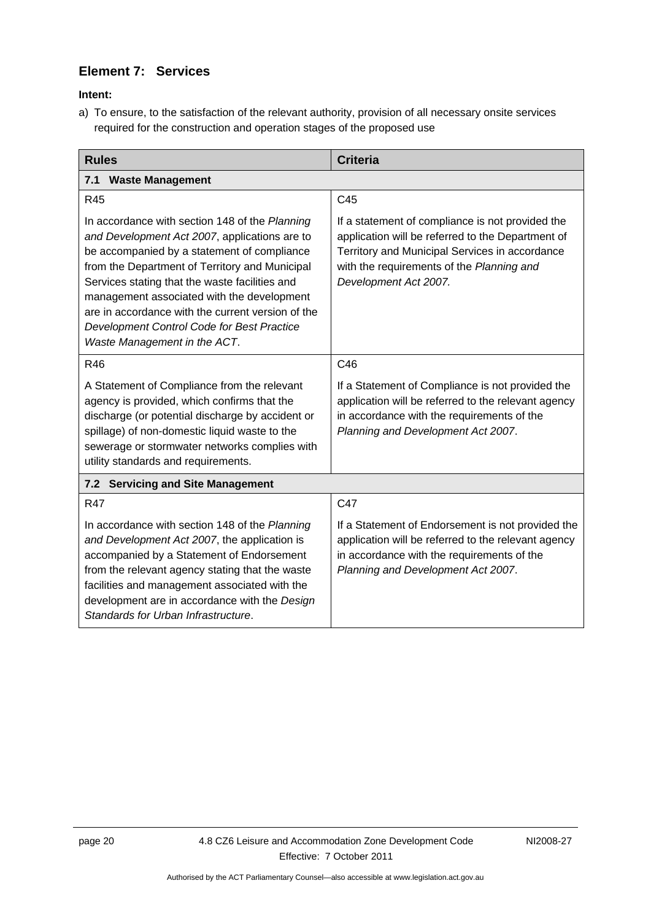## Element 7: Services

**Intent:**

a) To ensure, to the satisfaction of the relevant authority, provision of all necessary onsite services required for the construction and operation stages of the proposed use

| Rules | Criteria |
|---|---|
| **7.1 Waste Management** | |
| R45<br><br>In accordance with section 148 of the *Planning and Development Act 2007*, applications are to be accompanied by a statement of compliance from the Department of Territory and Municipal Services stating that the waste facilities and management associated with the development are in accordance with the current version of the *Development Control Code for Best Practice Waste Management in the ACT*. | C45<br><br>If a statement of compliance is not provided the application will be referred to the Department of Territory and Municipal Services in accordance with the requirements of the *Planning and Development Act 2007.* |
| R46<br><br>A Statement of Compliance from the relevant agency is provided, which confirms that the discharge (or potential discharge by accident or spillage) of non-domestic liquid waste to the sewerage or stormwater networks complies with utility standards and requirements. | C46<br><br>If a Statement of Compliance is not provided the application will be referred to the relevant agency in accordance with the requirements of the *Planning and Development Act 2007*. |
| **7.2 Servicing and Site Management** | |
| R47<br><br>In accordance with section 148 of the *Planning and Development Act 2007*, the application is accompanied by a Statement of Endorsement from the relevant agency stating that the waste facilities and management associated with the development are in accordance with the *Design Standards for Urban Infrastructure*. | C47<br><br>If a Statement of Endorsement is not provided the application will be referred to the relevant agency in accordance with the requirements of the *Planning and Development Act 2007*. |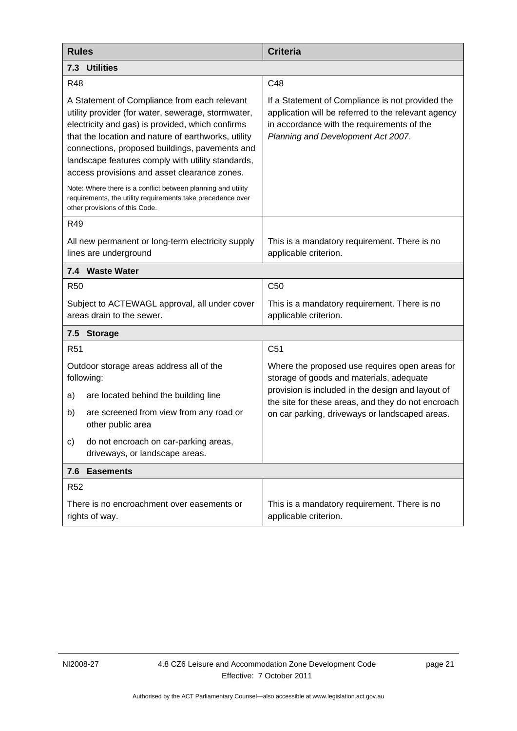| Rules | Criteria |
| --- | --- |
| **7.3 Utilities** | |
| R48<br><br>A Statement of Compliance from each relevant utility provider (for water, sewerage, stormwater, electricity and gas) is provided, which confirms that the location and nature of earthworks, utility connections, proposed buildings, pavements and landscape features comply with utility standards, access provisions and asset clearance zones.<br><br>Note: Where there is a conflict between planning and utility requirements, the utility requirements take precedence over other provisions of this Code. | C48<br><br>If a Statement of Compliance is not provided the application will be referred to the relevant agency in accordance with the requirements of the *Planning and Development Act 2007*. |
| R49<br><br>All new permanent or long-term electricity supply lines are underground | This is a mandatory requirement. There is no applicable criterion. |
| **7.4 Waste Water** | |
| R50<br><br>Subject to ACTEWAGL approval, all under cover areas drain to the sewer. | C50<br><br>This is a mandatory requirement. There is no applicable criterion. |
| **7.5 Storage** | |
| R51<br><br>Outdoor storage areas address all of the following:<br><br>a) are located behind the building line<br><br>b) are screened from view from any road or other public area<br><br>c) do not encroach on car-parking areas, driveways, or landscape areas. | C51<br><br>Where the proposed use requires open areas for storage of goods and materials, adequate provision is included in the design and layout of the site for these areas, and they do not encroach on car parking, driveways or landscaped areas. |
| **7.6 Easements** | |
| R52<br><br>There is no encroachment over easements or rights of way. | This is a mandatory requirement. There is no applicable criterion. |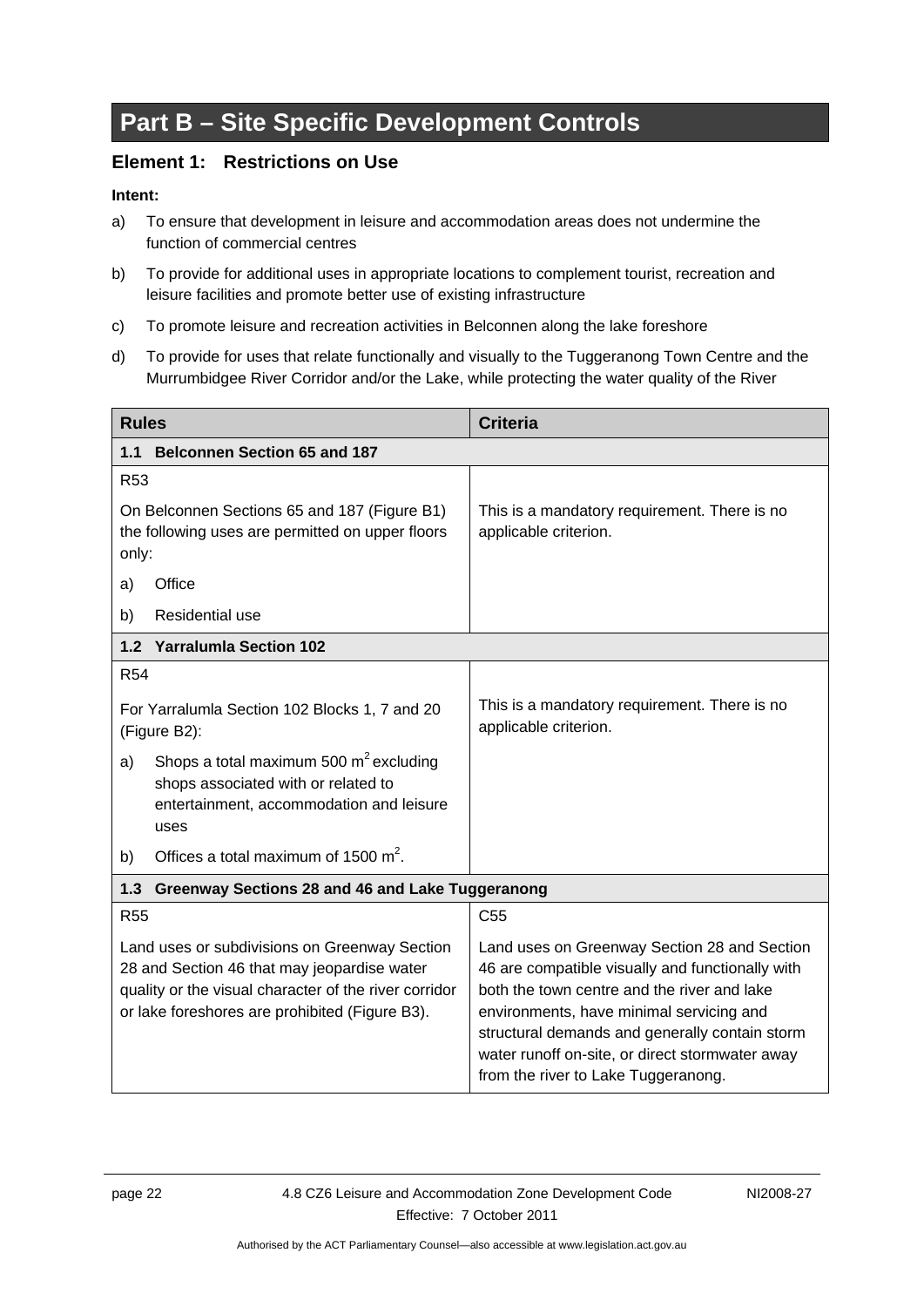# Part B – Site Specific Development Controls

## Element 1: Restrictions on Use

**Intent:**

a) To ensure that development in leisure and accommodation areas does not undermine the function of commercial centres

b) To provide for additional uses in appropriate locations to complement tourist, recreation and leisure facilities and promote better use of existing infrastructure

c) To promote leisure and recreation activities in Belconnen along the lake foreshore

d) To provide for uses that relate functionally and visually to the Tuggeranong Town Centre and the Murrumbidgee River Corridor and/or the Lake, while protecting the water quality of the River

| Rules | Criteria |
|---|---|
| **1.1 Belconnen Section 65 and 187** | |
| R53<br><br>On Belconnen Sections 65 and 187 (Figure B1) the following uses are permitted on upper floors only:<br><br>a) Office<br><br>b) Residential use | This is a mandatory requirement. There is no applicable criterion. |
| **1.2 Yarralumla Section 102** | |
| R54<br><br>For Yarralumla Section 102 Blocks 1, 7 and 20 (Figure B2):<br><br>a) Shops a total maximum 500 $m^2$ excluding shops associated with or related to entertainment, accommodation and leisure uses<br><br>b) Offices a total maximum of 1500 $m^2$. | This is a mandatory requirement. There is no applicable criterion. |
| **1.3 Greenway Sections 28 and 46 and Lake Tuggeranong** | |
| R55<br><br>Land uses or subdivisions on Greenway Section 28 and Section 46 that may jeopardise water quality or the visual character of the river corridor or lake foreshores are prohibited (Figure B3). | C55<br><br>Land uses on Greenway Section 28 and Section 46 are compatible visually and functionally with both the town centre and the river and lake environments, have minimal servicing and structural demands and generally contain storm water runoff on-site, or direct stormwater away from the river to Lake Tuggeranong. |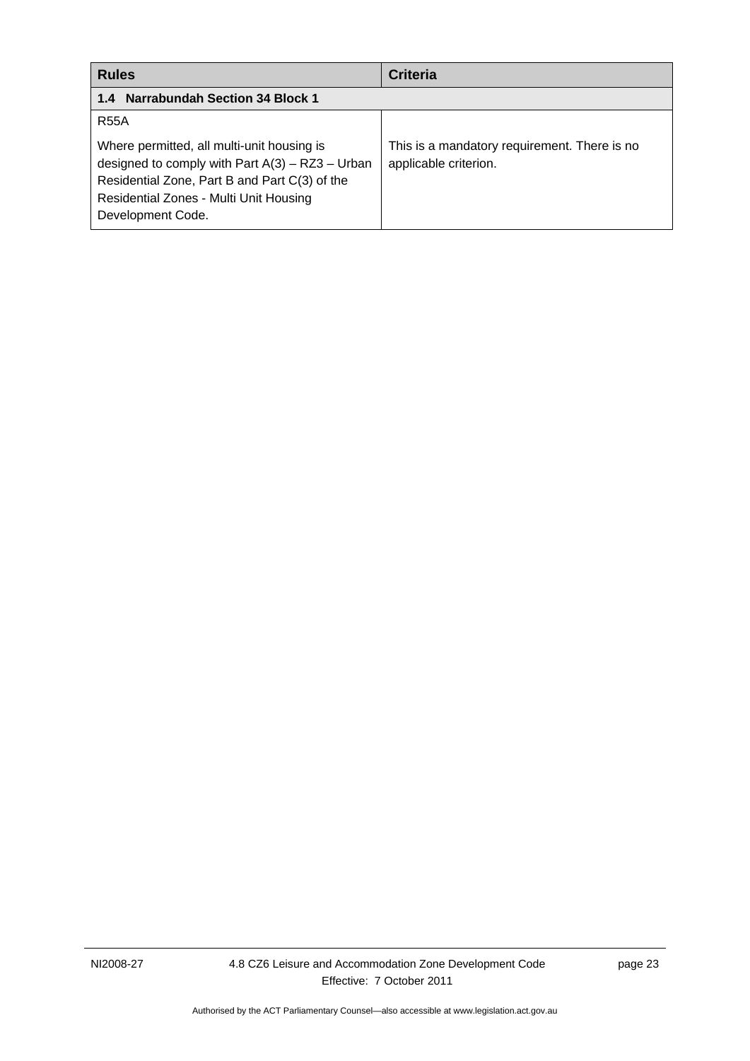| Rules | Criteria |
|---|---|
| **1.4 Narrabundah Section 34 Block 1** | |
| R55A<br><br>Where permitted, all multi-unit housing is designed to comply with Part A(3) – RZ3 – Urban Residential Zone, Part B and Part C(3) of the Residential Zones - Multi Unit Housing Development Code. | This is a mandatory requirement. There is no applicable criterion. |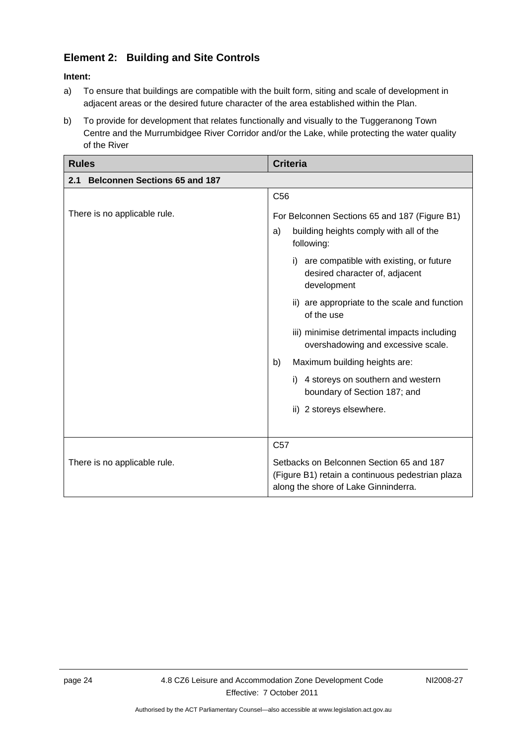## Element 2: Building and Site Controls

**Intent:**

a) To ensure that buildings are compatible with the built form, siting and scale of development in adjacent areas or the desired future character of the area established within the Plan.

b) To provide for development that relates functionally and visually to the Tuggeranong Town Centre and the Murrumbidgee River Corridor and/or the Lake, while protecting the water quality of the River

| Rules | Criteria |
|---|---|
| **2.1 Belconnen Sections 65 and 187** | |
| There is no applicable rule. | C56<br><br>For Belconnen Sections 65 and 187 (Figure B1)<br>a) building heights comply with all of the following:<br>i) are compatible with existing, or future desired character of, adjacent development<br>ii) are appropriate to the scale and function of the use<br>iii) minimise detrimental impacts including overshadowing and excessive scale.<br>b) Maximum building heights are:<br>i) 4 storeys on southern and western boundary of Section 187; and<br>ii) 2 storeys elsewhere. |
| There is no applicable rule. | C57<br><br>Setbacks on Belconnen Section 65 and 187 (Figure B1) retain a continuous pedestrian plaza along the shore of Lake Ginninderra. |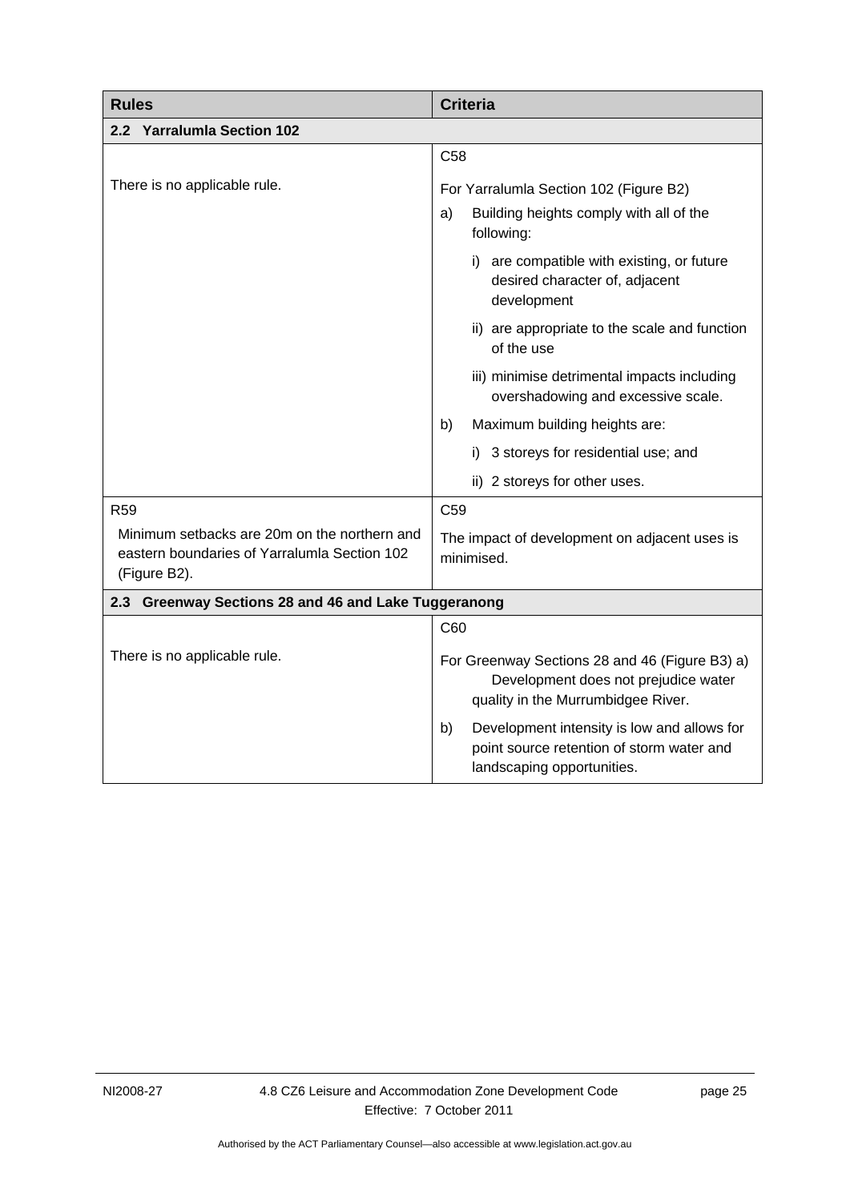| Rules | Criteria |
|---|---|
| **2.2 Yarralumla Section 102** | |
| There is no applicable rule. | C58<br><br>For Yarralumla Section 102 (Figure B2)<br>a) Building heights comply with all of the following:<br>i) are compatible with existing, or future desired character of, adjacent development<br>ii) are appropriate to the scale and function of the use<br>iii) minimise detrimental impacts including overshadowing and excessive scale.<br>b) Maximum building heights are:<br>i) 3 storeys for residential use; and<br>ii) 2 storeys for other uses. |
| R59<br><br>Minimum setbacks are 20m on the northern and eastern boundaries of Yarralumla Section 102 (Figure B2). | C59<br><br>The impact of development on adjacent uses is minimised. |
| **2.3 Greenway Sections 28 and 46 and Lake Tuggeranong** | |
| There is no applicable rule. | C60<br><br>For Greenway Sections 28 and 46 (Figure B3) a) Development does not prejudice water quality in the Murrumbidgee River.<br>b) Development intensity is low and allows for point source retention of storm water and landscaping opportunities. |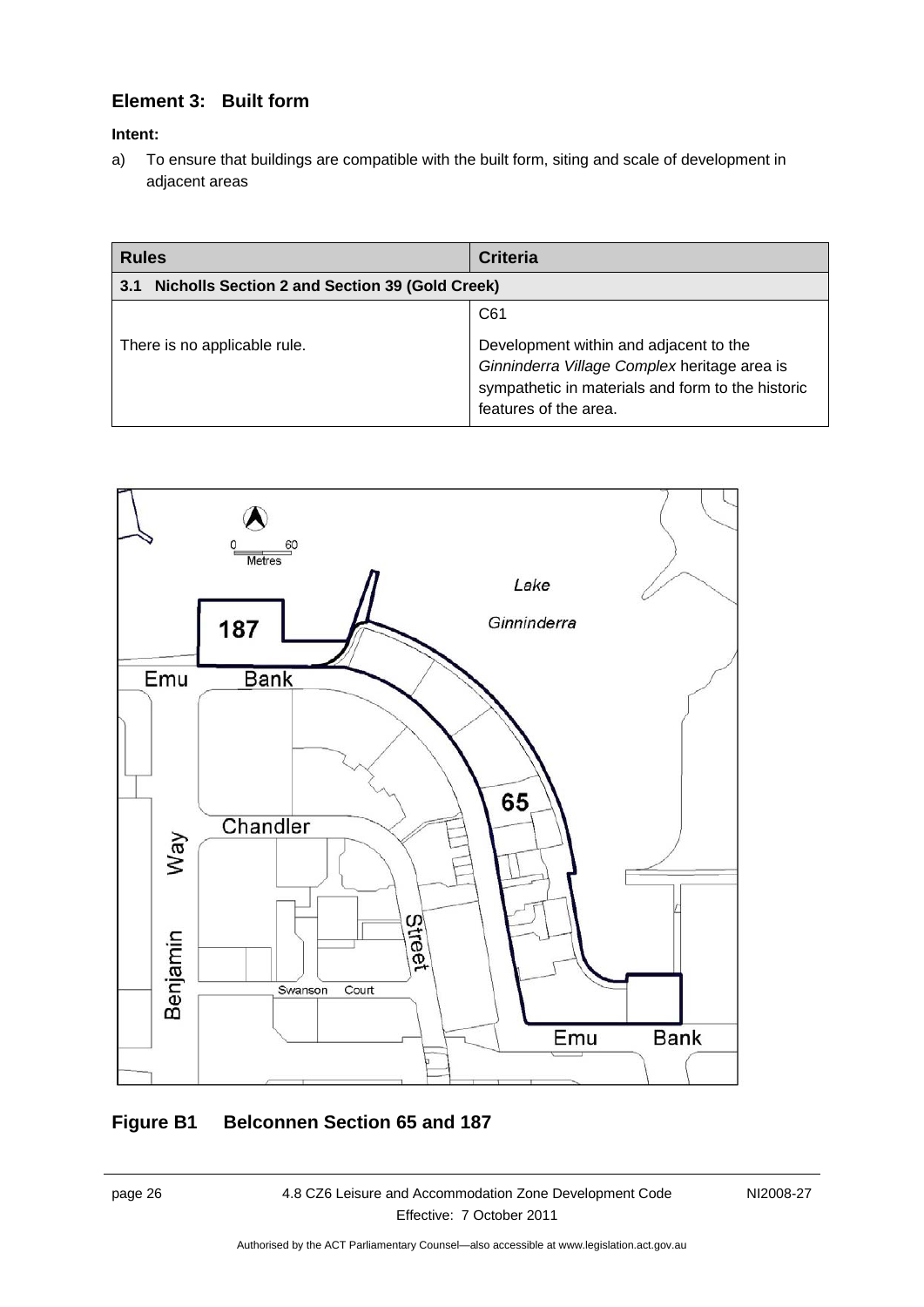## Element 3: Built form

**Intent:**

a) To ensure that buildings are compatible with the built form, siting and scale of development in adjacent areas

| Rules | Criteria |
|---|---|
| **3.1 Nicholls Section 2 and Section 39 (Gold Creek)** | |
| There is no applicable rule. | C61<br><br>Development within and adjacent to the *Ginninderra Village Complex* heritage area is sympathetic in materials and form to the historic features of the area. |

**Figure B1 Belconnen Section 65 and 187**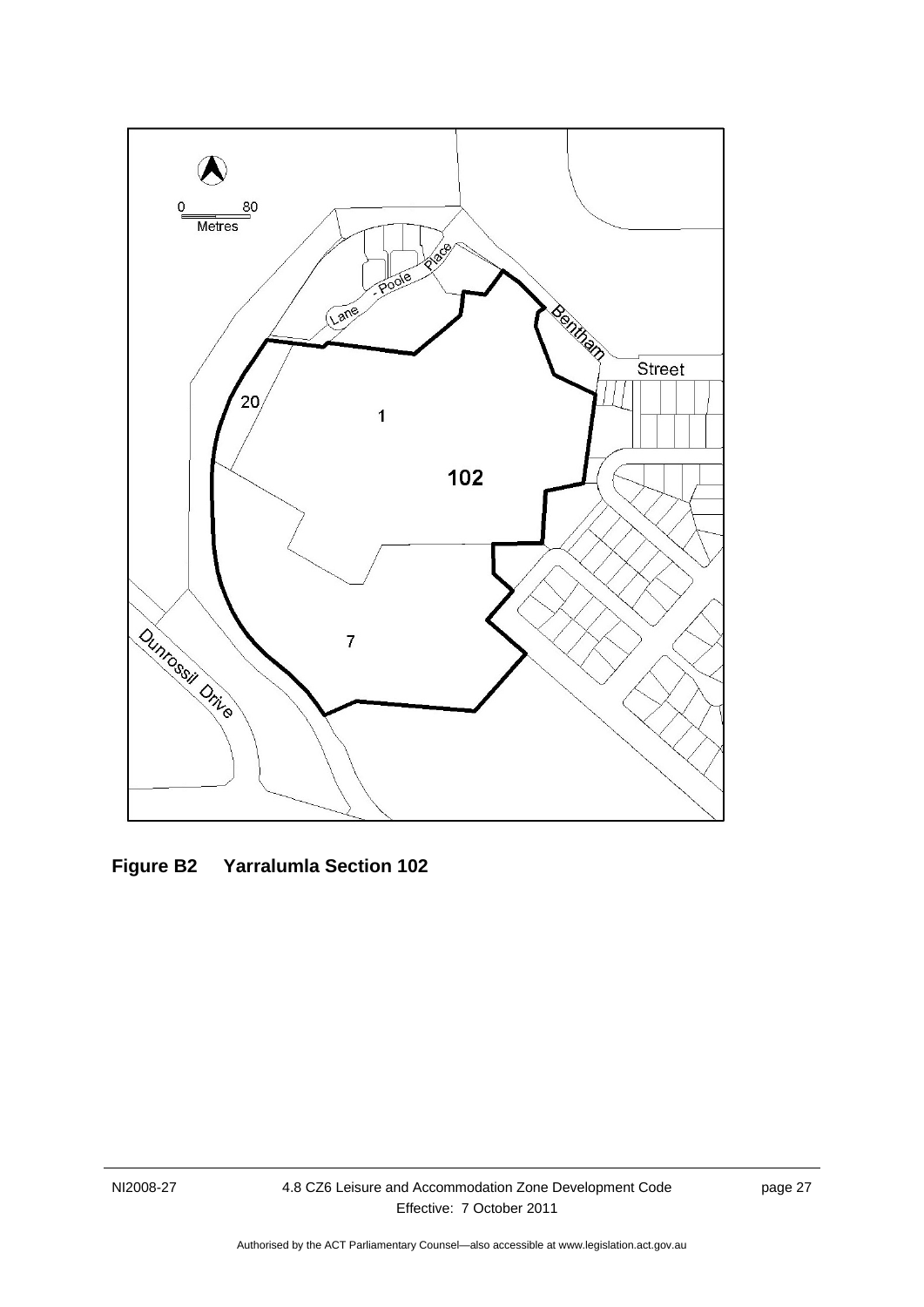**Figure B2 Yarralumla Section 102**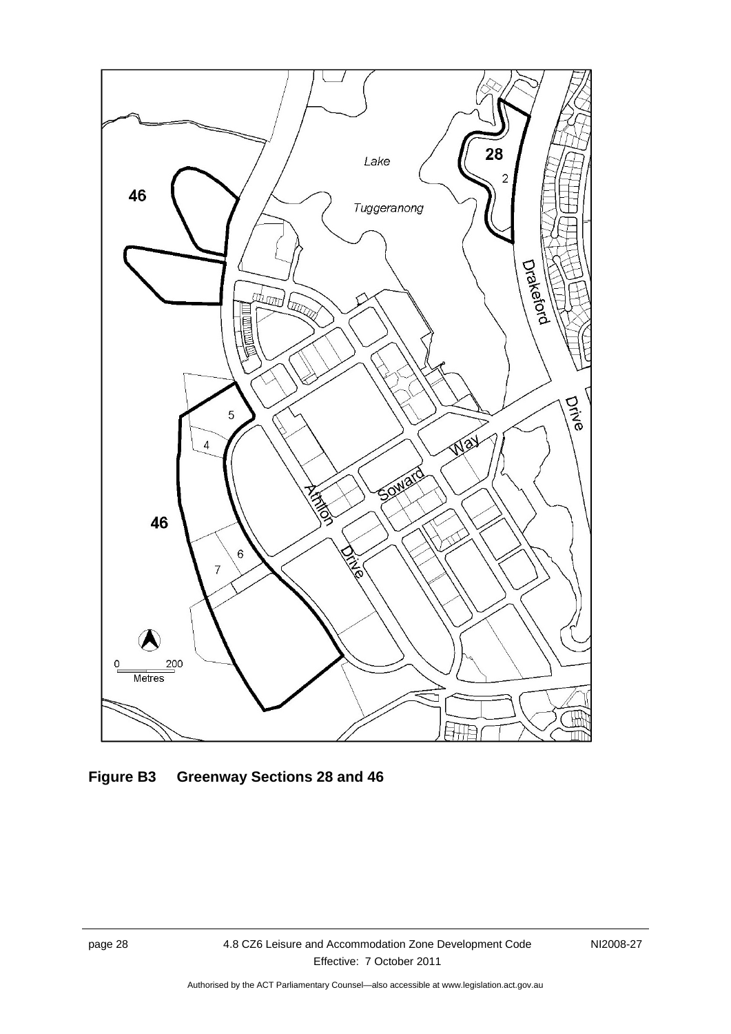46

28

2

Lake

Tuggeranong

Drakeford

Drive

5

4

Way

Soward

Athllon

46

6

7

Drive

0 200
Metres

**Figure B3 Greenway Sections 28 and 46**